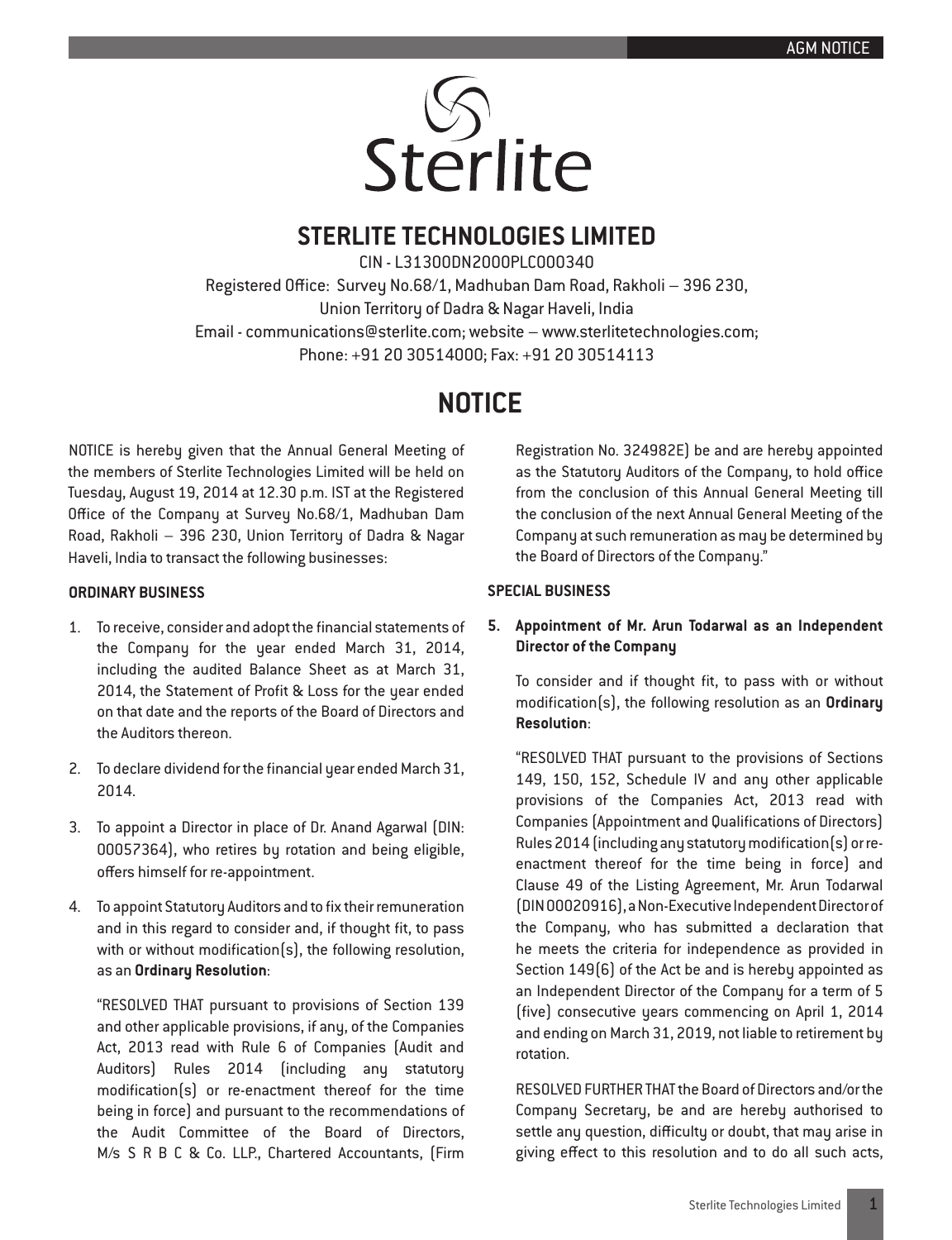# STERLITE TECHNOLOGIES LIMITED

CIN - L31300DN2000PLC000340

Registered Office: Survey No.68/1, Madhuban Dam Road, Rakholi – 396 230,
Union Territory of Dadra & Nagar Haveli, India
Email - communications@sterlite.com; website – www.sterlitetechnologies.com;
Phone: +91 20 30514000; Fax: +91 20 30514113

# NOTICE

NOTICE is hereby given that the Annual General Meeting of the members of Sterlite Technologies Limited will be held on Tuesday, August 19, 2014 at 12.30 p.m. IST at the Registered Office of the Company at Survey No.68/1, Madhuban Dam Road, Rakholi – 396 230, Union Territory of Dadra & Nagar Haveli, India to transact the following businesses:

**ORDINARY BUSINESS**

1. To receive, consider and adopt the financial statements of the Company for the year ended March 31, 2014, including the audited Balance Sheet as at March 31, 2014, the Statement of Profit & Loss for the year ended on that date and the reports of the Board of Directors and the Auditors thereon.

2. To declare dividend for the financial year ended March 31, 2014.

3. To appoint a Director in place of Dr. Anand Agarwal (DIN: 00057364), who retires by rotation and being eligible, offers himself for re-appointment.

4. To appoint Statutory Auditors and to fix their remuneration and in this regard to consider and, if thought fit, to pass with or without modification(s), the following resolution, as an **Ordinary Resolution**:

   "RESOLVED THAT pursuant to provisions of Section 139 and other applicable provisions, if any, of the Companies Act, 2013 read with Rule 6 of Companies (Audit and Auditors) Rules 2014 (including any statutory modification(s) or re-enactment thereof for the time being in force) and pursuant to the recommendations of the Audit Committee of the Board of Directors, M/s S R B C & Co. LLP., Chartered Accountants, (Firm Registration No. 324982E) be and are hereby appointed as the Statutory Auditors of the Company, to hold office from the conclusion of this Annual General Meeting till the conclusion of the next Annual General Meeting of the Company at such remuneration as may be determined by the Board of Directors of the Company."

**SPECIAL BUSINESS**

5. **Appointment of Mr. Arun Todarwal as an Independent Director of the Company**

   To consider and if thought fit, to pass with or without modification(s), the following resolution as an **Ordinary Resolution**:

   "RESOLVED THAT pursuant to the provisions of Sections 149, 150, 152, Schedule IV and any other applicable provisions of the Companies Act, 2013 read with Companies (Appointment and Qualifications of Directors) Rules 2014 (including any statutory modification(s) or re-enactment thereof for the time being in force) and Clause 49 of the Listing Agreement, Mr. Arun Todarwal (DIN 00020916), a Non-Executive Independent Director of the Company, who has submitted a declaration that he meets the criteria for independence as provided in Section 149(6) of the Act be and is hereby appointed as an Independent Director of the Company for a term of 5 (five) consecutive years commencing on April 1, 2014 and ending on March 31, 2019, not liable to retirement by rotation.

   RESOLVED FURTHER THAT the Board of Directors and/or the Company Secretary, be and are hereby authorised to settle any question, difficulty or doubt, that may arise in giving effect to this resolution and to do all such acts,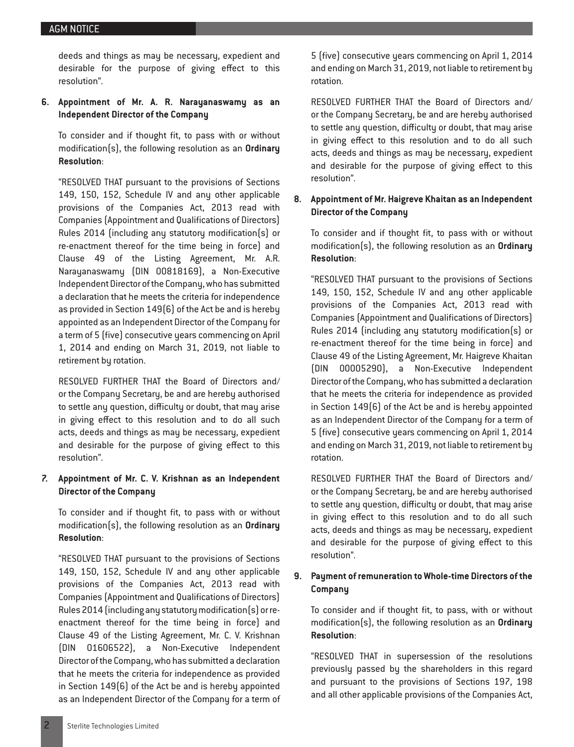deeds and things as may be necessary, expedient and desirable for the purpose of giving effect to this resolution".

**6. Appointment of Mr. A. R. Narayanaswamy as an Independent Director of the Company**

To consider and if thought fit, to pass with or without modification(s), the following resolution as an **Ordinary Resolution**:

"RESOLVED THAT pursuant to the provisions of Sections 149, 150, 152, Schedule IV and any other applicable provisions of the Companies Act, 2013 read with Companies (Appointment and Qualifications of Directors) Rules 2014 (including any statutory modification(s) or re-enactment thereof for the time being in force) and Clause 49 of the Listing Agreement, Mr. A.R. Narayanaswamy (DIN 00818169), a Non-Executive Independent Director of the Company, who has submitted a declaration that he meets the criteria for independence as provided in Section 149(6) of the Act be and is hereby appointed as an Independent Director of the Company for a term of 5 (five) consecutive years commencing on April 1, 2014 and ending on March 31, 2019, not liable to retirement by rotation.

RESOLVED FURTHER THAT the Board of Directors and/or the Company Secretary, be and are hereby authorised to settle any question, difficulty or doubt, that may arise in giving effect to this resolution and to do all such acts, deeds and things as may be necessary, expedient and desirable for the purpose of giving effect to this resolution".

**7. Appointment of Mr. C. V. Krishnan as an Independent Director of the Company**

To consider and if thought fit, to pass with or without modification(s), the following resolution as an **Ordinary Resolution**:

"RESOLVED THAT pursuant to the provisions of Sections 149, 150, 152, Schedule IV and any other applicable provisions of the Companies Act, 2013 read with Companies (Appointment and Qualifications of Directors) Rules 2014 (including any statutory modification(s) or re-enactment thereof for the time being in force) and Clause 49 of the Listing Agreement, Mr. C. V. Krishnan (DIN 01606522), a Non-Executive Independent Director of the Company, who has submitted a declaration that he meets the criteria for independence as provided in Section 149(6) of the Act be and is hereby appointed as an Independent Director of the Company for a term of 5 (five) consecutive years commencing on April 1, 2014 and ending on March 31, 2019, not liable to retirement by rotation.

RESOLVED FURTHER THAT the Board of Directors and/or the Company Secretary, be and are hereby authorised to settle any question, difficulty or doubt, that may arise in giving effect to this resolution and to do all such acts, deeds and things as may be necessary, expedient and desirable for the purpose of giving effect to this resolution".

**8. Appointment of Mr. Haigreve Khaitan as an Independent Director of the Company**

To consider and if thought fit, to pass with or without modification(s), the following resolution as an **Ordinary Resolution**:

"RESOLVED THAT pursuant to the provisions of Sections 149, 150, 152, Schedule IV and any other applicable provisions of the Companies Act, 2013 read with Companies (Appointment and Qualifications of Directors) Rules 2014 (including any statutory modification(s) or re-enactment thereof for the time being in force) and Clause 49 of the Listing Agreement, Mr. Haigreve Khaitan (DIN 00005290), a Non-Executive Independent Director of the Company, who has submitted a declaration that he meets the criteria for independence as provided in Section 149(6) of the Act be and is hereby appointed as an Independent Director of the Company for a term of 5 (five) consecutive years commencing on April 1, 2014 and ending on March 31, 2019, not liable to retirement by rotation.

RESOLVED FURTHER THAT the Board of Directors and/or the Company Secretary, be and are hereby authorised to settle any question, difficulty or doubt, that may arise in giving effect to this resolution and to do all such acts, deeds and things as may be necessary, expedient and desirable for the purpose of giving effect to this resolution".

**9. Payment of remuneration to Whole-time Directors of the Company**

To consider and if thought fit, to pass, with or without modification(s), the following resolution as an **Ordinary Resolution**:

"RESOLVED THAT in supersession of the resolutions previously passed by the shareholders in this regard and pursuant to the provisions of Sections 197, 198 and all other applicable provisions of the Companies Act,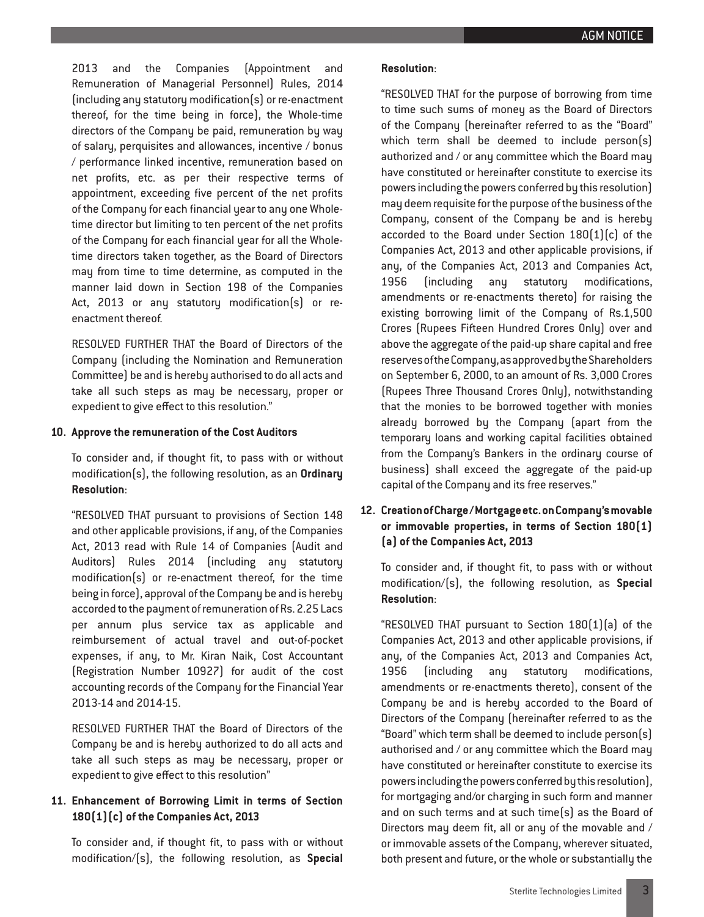2013 and the Companies (Appointment and Remuneration of Managerial Personnel) Rules, 2014 (including any statutory modification(s) or re-enactment thereof, for the time being in force), the Whole-time directors of the Company be paid, remuneration by way of salary, perquisites and allowances, incentive / bonus / performance linked incentive, remuneration based on net profits, etc. as per their respective terms of appointment, exceeding five percent of the net profits of the Company for each financial year to any one Whole-time director but limiting to ten percent of the net profits of the Company for each financial year for all the Whole-time directors taken together, as the Board of Directors may from time to time determine, as computed in the manner laid down in Section 198 of the Companies Act, 2013 or any statutory modification(s) or re-enactment thereof.

RESOLVED FURTHER THAT the Board of Directors of the Company (including the Nomination and Remuneration Committee) be and is hereby authorised to do all acts and take all such steps as may be necessary, proper or expedient to give effect to this resolution."

**10. Approve the remuneration of the Cost Auditors**

To consider and, if thought fit, to pass with or without modification(s), the following resolution, as an **Ordinary Resolution**:

"RESOLVED THAT pursuant to provisions of Section 148 and other applicable provisions, if any, of the Companies Act, 2013 read with Rule 14 of Companies (Audit and Auditors) Rules 2014 (including any statutory modification(s) or re-enactment thereof, for the time being in force), approval of the Company be and is hereby accorded to the payment of remuneration of Rs. 2.25 Lacs per annum plus service tax as applicable and reimbursement of actual travel and out-of-pocket expenses, if any, to Mr. Kiran Naik, Cost Accountant (Registration Number 10927) for audit of the cost accounting records of the Company for the Financial Year 2013-14 and 2014-15.

RESOLVED FURTHER THAT the Board of Directors of the Company be and is hereby authorized to do all acts and take all such steps as may be necessary, proper or expedient to give effect to this resolution"

**11. Enhancement of Borrowing Limit in terms of Section 180(1)(c) of the Companies Act, 2013**

To consider and, if thought fit, to pass with or without modification/(s), the following resolution, as **Special Resolution**:

"RESOLVED THAT for the purpose of borrowing from time to time such sums of money as the Board of Directors of the Company (hereinafter referred to as the "Board" which term shall be deemed to include person(s) authorized and / or any committee which the Board may have constituted or hereinafter constitute to exercise its powers including the powers conferred by this resolution) may deem requisite for the purpose of the business of the Company, consent of the Company be and is hereby accorded to the Board under Section 180(1)(c) of the Companies Act, 2013 and other applicable provisions, if any, of the Companies Act, 2013 and Companies Act, 1956 (including any statutory modifications, amendments or re-enactments thereto) for raising the existing borrowing limit of the Company of Rs.1,500 Crores (Rupees Fifteen Hundred Crores Only) over and above the aggregate of the paid-up share capital and free reserves of the Company, as approved by the Shareholders on September 6, 2000, to an amount of Rs. 3,000 Crores (Rupees Three Thousand Crores Only), notwithstanding that the monies to be borrowed together with monies already borrowed by the Company (apart from the temporary loans and working capital facilities obtained from the Company's Bankers in the ordinary course of business) shall exceed the aggregate of the paid-up capital of the Company and its free reserves."

**12. Creation of Charge / Mortgage etc. on Company's movable or immovable properties, in terms of Section 180(1)(a) of the Companies Act, 2013**

To consider and, if thought fit, to pass with or without modification/(s), the following resolution, as **Special Resolution**:

"RESOLVED THAT pursuant to Section 180(1)(a) of the Companies Act, 2013 and other applicable provisions, if any, of the Companies Act, 2013 and Companies Act, 1956 (including any statutory modifications, amendments or re-enactments thereto), consent of the Company be and is hereby accorded to the Board of Directors of the Company (hereinafter referred to as the "Board" which term shall be deemed to include person(s) authorised and / or any committee which the Board may have constituted or hereinafter constitute to exercise its powers including the powers conferred by this resolution), for mortgaging and/or charging in such form and manner and on such terms and at such time(s) as the Board of Directors may deem fit, all or any of the movable and / or immovable assets of the Company, wherever situated, both present and future, or the whole or substantially the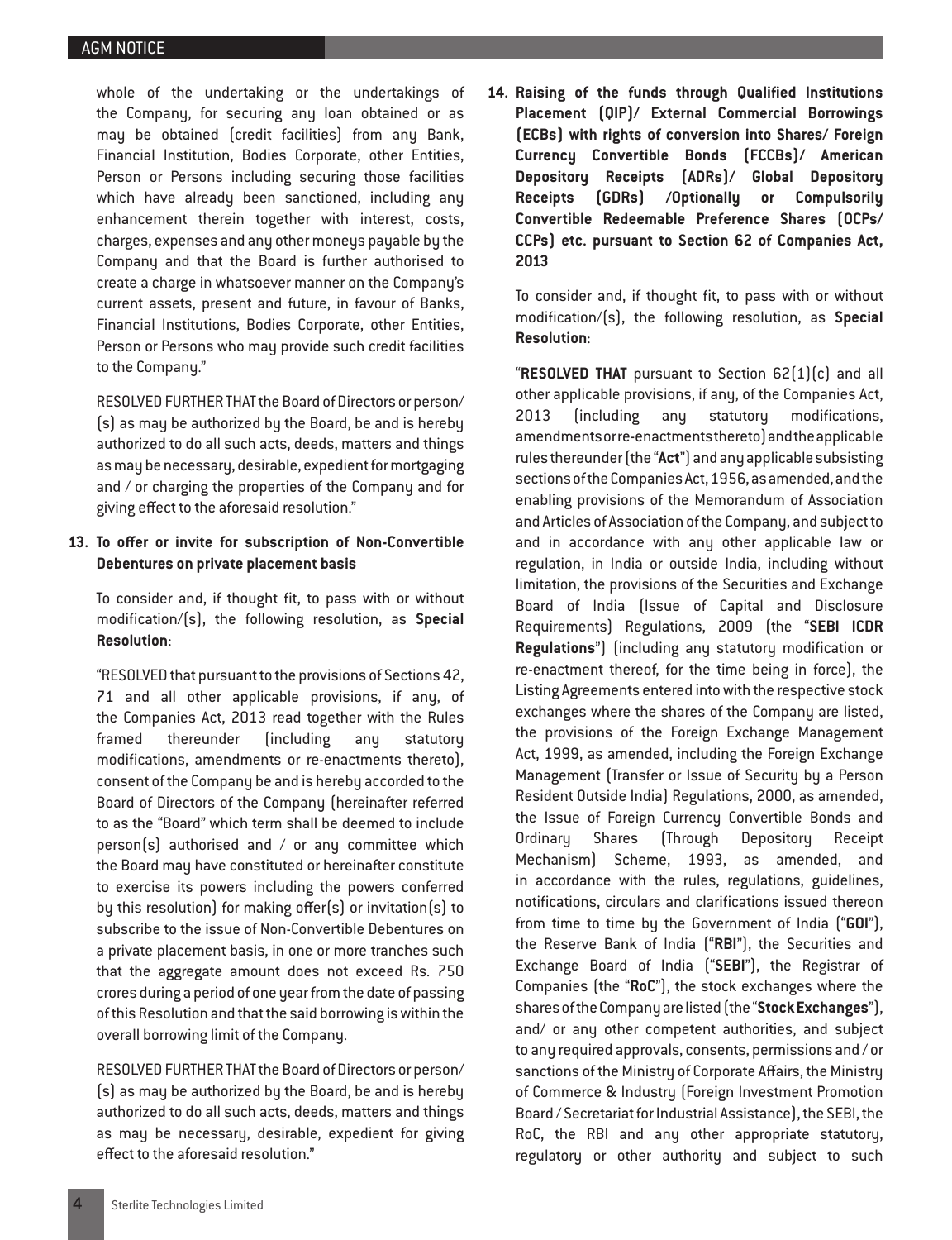whole of the undertaking or the undertakings of the Company, for securing any loan obtained or as may be obtained (credit facilities) from any Bank, Financial Institution, Bodies Corporate, other Entities, Person or Persons including securing those facilities which have already been sanctioned, including any enhancement therein together with interest, costs, charges, expenses and any other moneys payable by the Company and that the Board is further authorised to create a charge in whatsoever manner on the Company's current assets, present and future, in favour of Banks, Financial Institutions, Bodies Corporate, other Entities, Person or Persons who may provide such credit facilities to the Company."

RESOLVED FURTHER THAT the Board of Directors or person/(s) as may be authorized by the Board, be and is hereby authorized to do all such acts, deeds, matters and things as may be necessary, desirable, expedient for mortgaging and / or charging the properties of the Company and for giving effect to the aforesaid resolution."

**13. To offer or invite for subscription of Non-Convertible Debentures on private placement basis**

To consider and, if thought fit, to pass with or without modification/(s), the following resolution, as **Special Resolution**:

"RESOLVED that pursuant to the provisions of Sections 42, 71 and all other applicable provisions, if any, of the Companies Act, 2013 read together with the Rules framed thereunder (including any statutory modifications, amendments or re-enactments thereto), consent of the Company be and is hereby accorded to the Board of Directors of the Company (hereinafter referred to as the "Board" which term shall be deemed to include person(s) authorised and / or any committee which the Board may have constituted or hereinafter constitute to exercise its powers including the powers conferred by this resolution) for making offer(s) or invitation(s) to subscribe to the issue of Non-Convertible Debentures on a private placement basis, in one or more tranches such that the aggregate amount does not exceed Rs. 750 crores during a period of one year from the date of passing of this Resolution and that the said borrowing is within the overall borrowing limit of the Company.

RESOLVED FURTHER THAT the Board of Directors or person/(s) as may be authorized by the Board, be and is hereby authorized to do all such acts, deeds, matters and things as may be necessary, desirable, expedient for giving effect to the aforesaid resolution."

**14. Raising of the funds through Qualified Institutions Placement (QIP)/ External Commercial Borrowings (ECBs) with rights of conversion into Shares/ Foreign Currency Convertible Bonds (FCCBs)/ American Depository Receipts (ADRs)/ Global Depository Receipts (GDRs) /Optionally or Compulsorily Convertible Redeemable Preference Shares (OCPs/ CCPs) etc. pursuant to Section 62 of Companies Act, 2013**

To consider and, if thought fit, to pass with or without modification/(s), the following resolution, as **Special Resolution**:

"**RESOLVED THAT** pursuant to Section 62(1)(c) and all other applicable provisions, if any, of the Companies Act, 2013 (including any statutory modifications, amendments or re-enactments thereto) and the applicable rules thereunder (the "**Act**") and any applicable subsisting sections of the Companies Act, 1956, as amended, and the enabling provisions of the Memorandum of Association and Articles of Association of the Company, and subject to and in accordance with any other applicable law or regulation, in India or outside India, including without limitation, the provisions of the Securities and Exchange Board of India (Issue of Capital and Disclosure Requirements) Regulations, 2009 (the "**SEBI ICDR Regulations**") (including any statutory modification or re-enactment thereof, for the time being in force), the Listing Agreements entered into with the respective stock exchanges where the shares of the Company are listed, the provisions of the Foreign Exchange Management Act, 1999, as amended, including the Foreign Exchange Management (Transfer or Issue of Security by a Person Resident Outside India) Regulations, 2000, as amended, the Issue of Foreign Currency Convertible Bonds and Ordinary Shares (Through Depository Receipt Mechanism) Scheme, 1993, as amended, and in accordance with the rules, regulations, guidelines, notifications, circulars and clarifications issued thereon from time to time by the Government of India ("**GOI**"), the Reserve Bank of India ("**RBI**"), the Securities and Exchange Board of India ("**SEBI**"), the Registrar of Companies (the "**RoC**"), the stock exchanges where the shares of the Company are listed (the "**Stock Exchanges**"), and/ or any other competent authorities, and subject to any required approvals, consents, permissions and / or sanctions of the Ministry of Corporate Affairs, the Ministry of Commerce & Industry (Foreign Investment Promotion Board / Secretariat for Industrial Assistance), the SEBI, the RoC, the RBI and any other appropriate statutory, regulatory or other authority and subject to such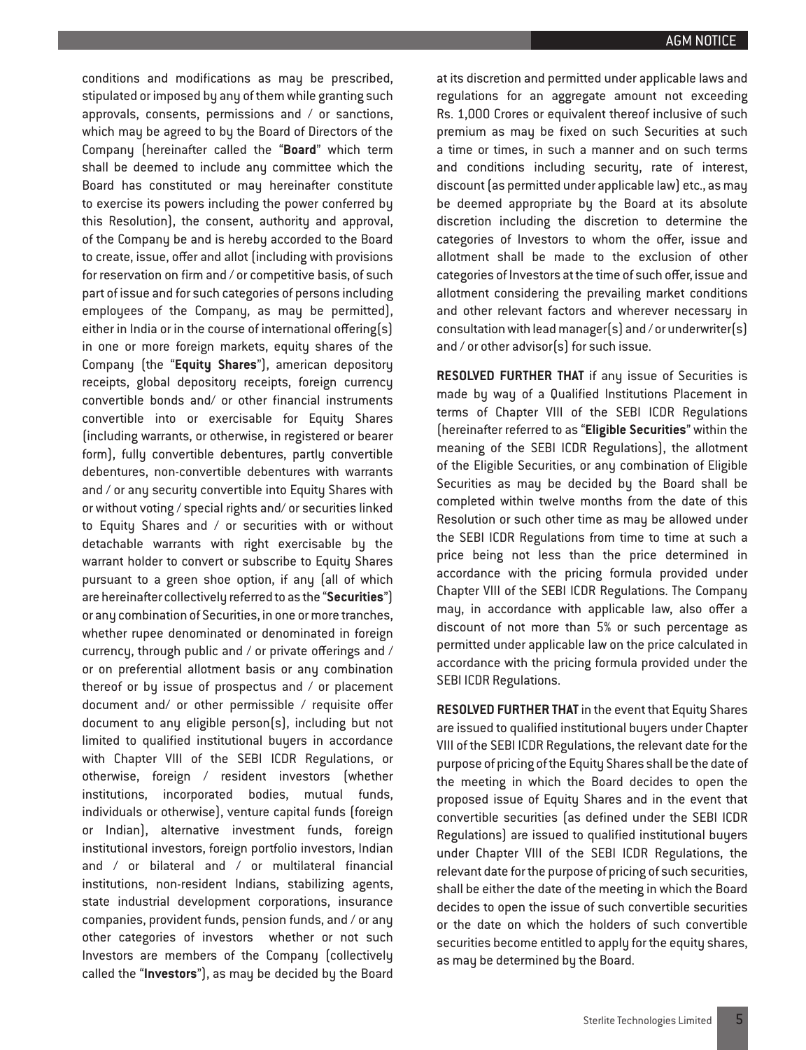conditions and modifications as may be prescribed, stipulated or imposed by any of them while granting such approvals, consents, permissions and / or sanctions, which may be agreed to by the Board of Directors of the Company (hereinafter called the "**Board**" which term shall be deemed to include any committee which the Board has constituted or may hereinafter constitute to exercise its powers including the power conferred by this Resolution), the consent, authority and approval, of the Company be and is hereby accorded to the Board to create, issue, offer and allot (including with provisions for reservation on firm and / or competitive basis, of such part of issue and for such categories of persons including employees of the Company, as may be permitted), either in India or in the course of international offering(s) in one or more foreign markets, equity shares of the Company (the "**Equity Shares**"), american depository receipts, global depository receipts, foreign currency convertible bonds and/ or other financial instruments convertible into or exercisable for Equity Shares (including warrants, or otherwise, in registered or bearer form), fully convertible debentures, partly convertible debentures, non-convertible debentures with warrants and / or any security convertible into Equity Shares with or without voting / special rights and/ or securities linked to Equity Shares and / or securities with or without detachable warrants with right exercisable by the warrant holder to convert or subscribe to Equity Shares pursuant to a green shoe option, if any (all of which are hereinafter collectively referred to as the "**Securities**") or any combination of Securities, in one or more tranches, whether rupee denominated or denominated in foreign currency, through public and / or private offerings and / or on preferential allotment basis or any combination thereof or by issue of prospectus and / or placement document and/ or other permissible / requisite offer document to any eligible person(s), including but not limited to qualified institutional buyers in accordance with Chapter VIII of the SEBI ICDR Regulations, or otherwise, foreign / resident investors (whether institutions, incorporated bodies, mutual funds, individuals or otherwise), venture capital funds (foreign or Indian), alternative investment funds, foreign institutional investors, foreign portfolio investors, Indian and / or bilateral and / or multilateral financial institutions, non-resident Indians, stabilizing agents, state industrial development corporations, insurance companies, provident funds, pension funds, and / or any other categories of investors whether or not such Investors are members of the Company (collectively called the "**Investors**"), as may be decided by the Board at its discretion and permitted under applicable laws and regulations for an aggregate amount not exceeding Rs. 1,000 Crores or equivalent thereof inclusive of such premium as may be fixed on such Securities at such a time or times, in such a manner and on such terms and conditions including security, rate of interest, discount (as permitted under applicable law) etc., as may be deemed appropriate by the Board at its absolute discretion including the discretion to determine the categories of Investors to whom the offer, issue and allotment shall be made to the exclusion of other categories of Investors at the time of such offer, issue and allotment considering the prevailing market conditions and other relevant factors and wherever necessary in consultation with lead manager(s) and / or underwriter(s) and / or other advisor(s) for such issue.

**RESOLVED FURTHER THAT** if any issue of Securities is made by way of a Qualified Institutions Placement in terms of Chapter VIII of the SEBI ICDR Regulations (hereinafter referred to as "**Eligible Securities**" within the meaning of the SEBI ICDR Regulations), the allotment of the Eligible Securities, or any combination of Eligible Securities as may be decided by the Board shall be completed within twelve months from the date of this Resolution or such other time as may be allowed under the SEBI ICDR Regulations from time to time at such a price being not less than the price determined in accordance with the pricing formula provided under Chapter VIII of the SEBI ICDR Regulations. The Company may, in accordance with applicable law, also offer a discount of not more than 5% or such percentage as permitted under applicable law on the price calculated in accordance with the pricing formula provided under the SEBI ICDR Regulations.

**RESOLVED FURTHER THAT** in the event that Equity Shares are issued to qualified institutional buyers under Chapter VIII of the SEBI ICDR Regulations, the relevant date for the purpose of pricing of the Equity Shares shall be the date of the meeting in which the Board decides to open the proposed issue of Equity Shares and in the event that convertible securities (as defined under the SEBI ICDR Regulations) are issued to qualified institutional buyers under Chapter VIII of the SEBI ICDR Regulations, the relevant date for the purpose of pricing of such securities, shall be either the date of the meeting in which the Board decides to open the issue of such convertible securities or the date on which the holders of such convertible securities become entitled to apply for the equity shares, as may be determined by the Board.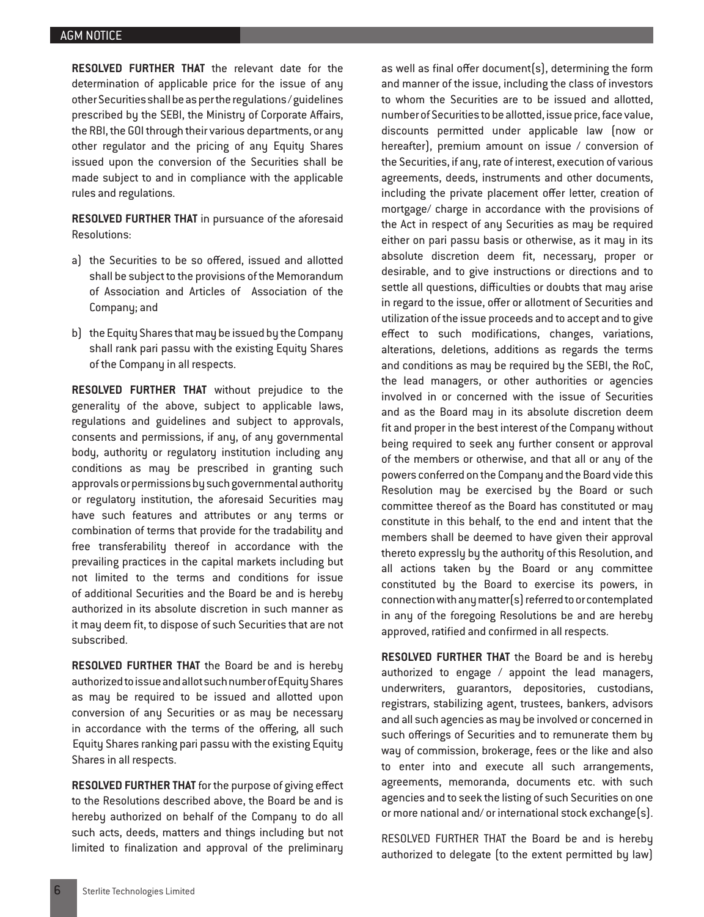**RESOLVED FURTHER THAT** the relevant date for the determination of applicable price for the issue of any other Securities shall be as per the regulations/ guidelines prescribed by the SEBI, the Ministry of Corporate Affairs, the RBI, the GOI through their various departments, or any other regulator and the pricing of any Equity Shares issued upon the conversion of the Securities shall be made subject to and in compliance with the applicable rules and regulations.

**RESOLVED FURTHER THAT** in pursuance of the aforesaid Resolutions:

a) the Securities to be so offered, issued and allotted shall be subject to the provisions of the Memorandum of Association and Articles of Association of the Company; and

b) the Equity Shares that may be issued by the Company shall rank pari passu with the existing Equity Shares of the Company in all respects.

**RESOLVED FURTHER THAT** without prejudice to the generality of the above, subject to applicable laws, regulations and guidelines and subject to approvals, consents and permissions, if any, of any governmental body, authority or regulatory institution including any conditions as may be prescribed in granting such approvals or permissions by such governmental authority or regulatory institution, the aforesaid Securities may have such features and attributes or any terms or combination of terms that provide for the tradability and free transferability thereof in accordance with the prevailing practices in the capital markets including but not limited to the terms and conditions for issue of additional Securities and the Board be and is hereby authorized in its absolute discretion in such manner as it may deem fit, to dispose of such Securities that are not subscribed.

**RESOLVED FURTHER THAT** the Board be and is hereby authorized to issue and allot such number of Equity Shares as may be required to be issued and allotted upon conversion of any Securities or as may be necessary in accordance with the terms of the offering, all such Equity Shares ranking pari passu with the existing Equity Shares in all respects.

**RESOLVED FURTHER THAT** for the purpose of giving effect to the Resolutions described above, the Board be and is hereby authorized on behalf of the Company to do all such acts, deeds, matters and things including but not limited to finalization and approval of the preliminary as well as final offer document(s), determining the form and manner of the issue, including the class of investors to whom the Securities are to be issued and allotted, number of Securities to be allotted, issue price, face value, discounts permitted under applicable law (now or hereafter), premium amount on issue / conversion of the Securities, if any, rate of interest, execution of various agreements, deeds, instruments and other documents, including the private placement offer letter, creation of mortgage/ charge in accordance with the provisions of the Act in respect of any Securities as may be required either on pari passu basis or otherwise, as it may in its absolute discretion deem fit, necessary, proper or desirable, and to give instructions or directions and to settle all questions, difficulties or doubts that may arise in regard to the issue, offer or allotment of Securities and utilization of the issue proceeds and to accept and to give effect to such modifications, changes, variations, alterations, deletions, additions as regards the terms and conditions as may be required by the SEBI, the RoC, the lead managers, or other authorities or agencies involved in or concerned with the issue of Securities and as the Board may in its absolute discretion deem fit and proper in the best interest of the Company without being required to seek any further consent or approval of the members or otherwise, and that all or any of the powers conferred on the Company and the Board vide this Resolution may be exercised by the Board or such committee thereof as the Board has constituted or may constitute in this behalf, to the end and intent that the members shall be deemed to have given their approval thereto expressly by the authority of this Resolution, and all actions taken by the Board or any committee constituted by the Board to exercise its powers, in connection with any matter(s) referred to or contemplated in any of the foregoing Resolutions be and are hereby approved, ratified and confirmed in all respects.

**RESOLVED FURTHER THAT** the Board be and is hereby authorized to engage / appoint the lead managers, underwriters, guarantors, depositories, custodians, registrars, stabilizing agent, trustees, bankers, advisors and all such agencies as may be involved or concerned in such offerings of Securities and to remunerate them by way of commission, brokerage, fees or the like and also to enter into and execute all such arrangements, agreements, memoranda, documents etc. with such agencies and to seek the listing of such Securities on one or more national and/ or international stock exchange(s).

RESOLVED FURTHER THAT the Board be and is hereby authorized to delegate (to the extent permitted by law)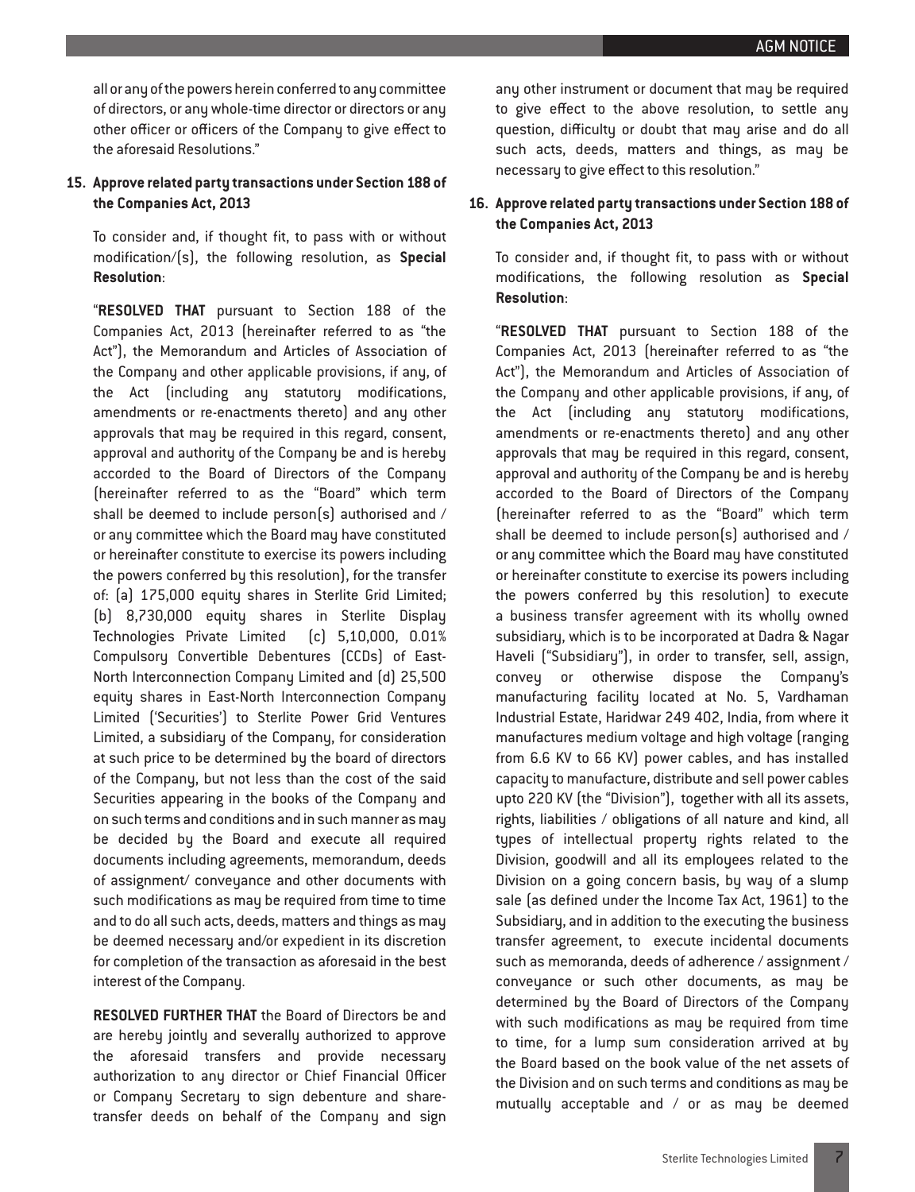all or any of the powers herein conferred to any committee of directors, or any whole-time director or directors or any other officer or officers of the Company to give effect to the aforesaid Resolutions."

**15. Approve related party transactions under Section 188 of the Companies Act, 2013**

To consider and, if thought fit, to pass with or without modification/(s), the following resolution, as **Special Resolution**:

"**RESOLVED THAT** pursuant to Section 188 of the Companies Act, 2013 (hereinafter referred to as "the Act"), the Memorandum and Articles of Association of the Company and other applicable provisions, if any, of the Act (including any statutory modifications, amendments or re-enactments thereto) and any other approvals that may be required in this regard, consent, approval and authority of the Company be and is hereby accorded to the Board of Directors of the Company (hereinafter referred to as the "Board" which term shall be deemed to include person(s) authorised and / or any committee which the Board may have constituted or hereinafter constitute to exercise its powers including the powers conferred by this resolution), for the transfer of: (a) 175,000 equity shares in Sterlite Grid Limited; (b) 8,730,000 equity shares in Sterlite Display Technologies Private Limited (c) 5,10,000, 0.01% Compulsory Convertible Debentures (CCDs) of East-North Interconnection Company Limited and (d) 25,500 equity shares in East-North Interconnection Company Limited ('Securities') to Sterlite Power Grid Ventures Limited, a subsidiary of the Company, for consideration at such price to be determined by the board of directors of the Company, but not less than the cost of the said Securities appearing in the books of the Company and on such terms and conditions and in such manner as may be decided by the Board and execute all required documents including agreements, memorandum, deeds of assignment/ conveyance and other documents with such modifications as may be required from time to time and to do all such acts, deeds, matters and things as may be deemed necessary and/or expedient in its discretion for completion of the transaction as aforesaid in the best interest of the Company.

**RESOLVED FURTHER THAT** the Board of Directors be and are hereby jointly and severally authorized to approve the aforesaid transfers and provide necessary authorization to any director or Chief Financial Officer or Company Secretary to sign debenture and share-transfer deeds on behalf of the Company and sign any other instrument or document that may be required to give effect to the above resolution, to settle any question, difficulty or doubt that may arise and do all such acts, deeds, matters and things, as may be necessary to give effect to this resolution."

**16. Approve related party transactions under Section 188 of the Companies Act, 2013**

To consider and, if thought fit, to pass with or without modifications, the following resolution as **Special Resolution**:

"**RESOLVED THAT** pursuant to Section 188 of the Companies Act, 2013 (hereinafter referred to as "the Act"), the Memorandum and Articles of Association of the Company and other applicable provisions, if any, of the Act (including any statutory modifications, amendments or re-enactments thereto) and any other approvals that may be required in this regard, consent, approval and authority of the Company be and is hereby accorded to the Board of Directors of the Company (hereinafter referred to as the "Board" which term shall be deemed to include person(s) authorised and / or any committee which the Board may have constituted or hereinafter constitute to exercise its powers including the powers conferred by this resolution) to execute a business transfer agreement with its wholly owned subsidiary, which is to be incorporated at Dadra & Nagar Haveli ("Subsidiary"), in order to transfer, sell, assign, convey or otherwise dispose the Company's manufacturing facility located at No. 5, Vardhaman Industrial Estate, Haridwar 249 402, India, from where it manufactures medium voltage and high voltage (ranging from 6.6 KV to 66 KV) power cables, and has installed capacity to manufacture, distribute and sell power cables upto 220 KV (the "Division"), together with all its assets, rights, liabilities / obligations of all nature and kind, all types of intellectual property rights related to the Division, goodwill and all its employees related to the Division on a going concern basis, by way of a slump sale (as defined under the Income Tax Act, 1961) to the Subsidiary, and in addition to the executing the business transfer agreement, to execute incidental documents such as memoranda, deeds of adherence / assignment / conveyance or such other documents, as may be determined by the Board of Directors of the Company with such modifications as may be required from time to time, for a lump sum consideration arrived at by the Board based on the book value of the net assets of the Division and on such terms and conditions as may be mutually acceptable and / or as may be deemed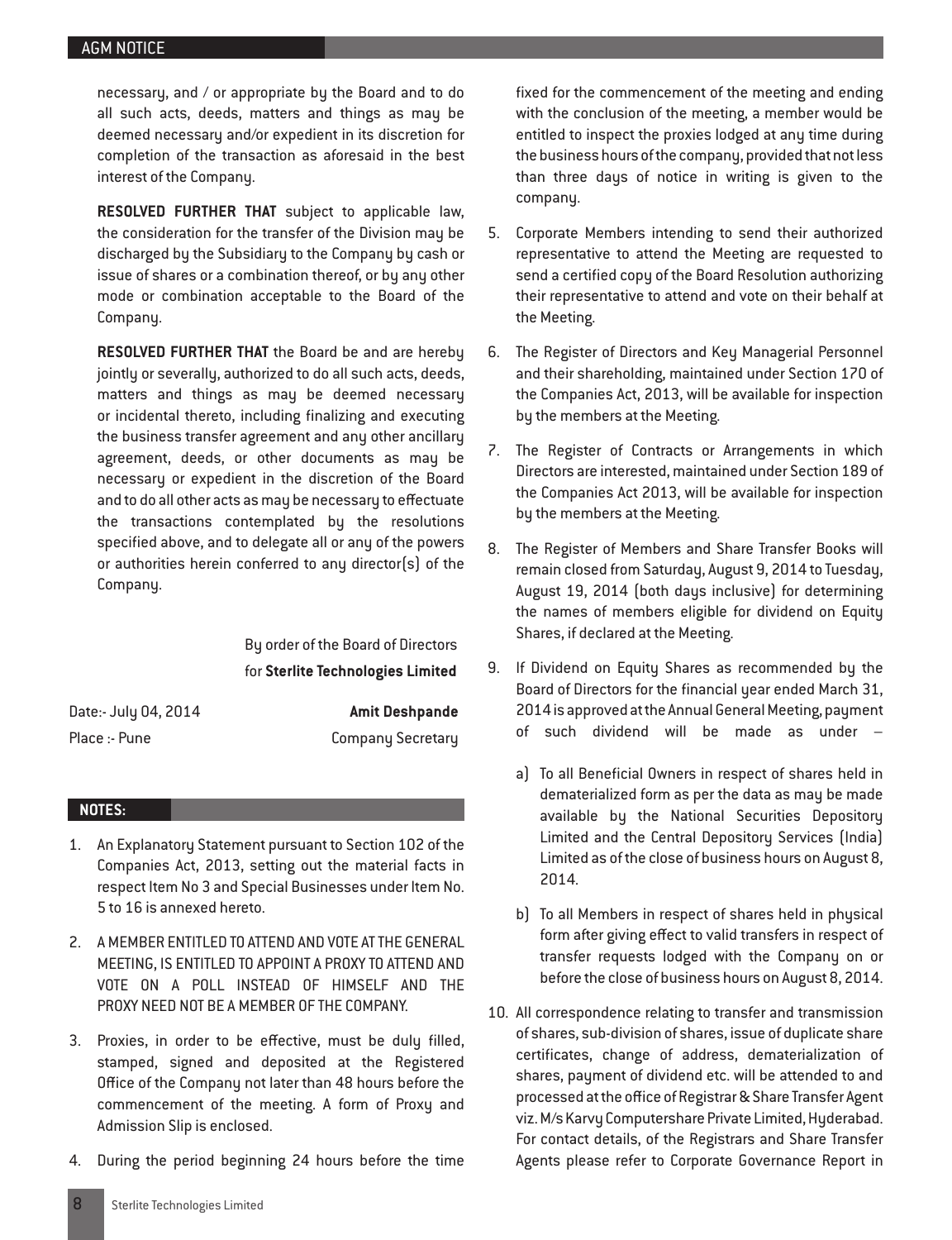necessary, and / or appropriate by the Board and to do all such acts, deeds, matters and things as may be deemed necessary and/or expedient in its discretion for completion of the transaction as aforesaid in the best interest of the Company.

**RESOLVED FURTHER THAT** subject to applicable law, the consideration for the transfer of the Division may be discharged by the Subsidiary to the Company by cash or issue of shares or a combination thereof, or by any other mode or combination acceptable to the Board of the Company.

**RESOLVED FURTHER THAT** the Board be and are hereby jointly or severally, authorized to do all such acts, deeds, matters and things as may be deemed necessary or incidental thereto, including finalizing and executing the business transfer agreement and any other ancillary agreement, deeds, or other documents as may be necessary or expedient in the discretion of the Board and to do all other acts as may be necessary to effectuate the transactions contemplated by the resolutions specified above, and to delegate all or any of the powers or authorities herein conferred to any director(s) of the Company.

By order of the Board of Directors
for **Sterlite Technologies Limited**

Date:- July 04, 2014 **Amit Deshpande**
Place :- Pune Company Secretary

## NOTES:

1. An Explanatory Statement pursuant to Section 102 of the Companies Act, 2013, setting out the material facts in respect Item No 3 and Special Businesses under Item No. 5 to 16 is annexed hereto.

2. A MEMBER ENTITLED TO ATTEND AND VOTE AT THE GENERAL MEETING, IS ENTITLED TO APPOINT A PROXY TO ATTEND AND VOTE ON A POLL INSTEAD OF HIMSELF AND THE PROXY NEED NOT BE A MEMBER OF THE COMPANY.

3. Proxies, in order to be effective, must be duly filled, stamped, signed and deposited at the Registered Office of the Company not later than 48 hours before the commencement of the meeting. A form of Proxy and Admission Slip is enclosed.

4. During the period beginning 24 hours before the time fixed for the commencement of the meeting and ending with the conclusion of the meeting, a member would be entitled to inspect the proxies lodged at any time during the business hours of the company, provided that not less than three days of notice in writing is given to the company.

5. Corporate Members intending to send their authorized representative to attend the Meeting are requested to send a certified copy of the Board Resolution authorizing their representative to attend and vote on their behalf at the Meeting.

6. The Register of Directors and Key Managerial Personnel and their shareholding, maintained under Section 170 of the Companies Act, 2013, will be available for inspection by the members at the Meeting.

7. The Register of Contracts or Arrangements in which Directors are interested, maintained under Section 189 of the Companies Act 2013, will be available for inspection by the members at the Meeting.

8. The Register of Members and Share Transfer Books will remain closed from Saturday, August 9, 2014 to Tuesday, August 19, 2014 (both days inclusive) for determining the names of members eligible for dividend on Equity Shares, if declared at the Meeting.

9. If Dividend on Equity Shares as recommended by the Board of Directors for the financial year ended March 31, 2014 is approved at the Annual General Meeting, payment of such dividend will be made as under –

   a) To all Beneficial Owners in respect of shares held in dematerialized form as per the data as may be made available by the National Securities Depository Limited and the Central Depository Services (India) Limited as of the close of business hours on August 8, 2014.

   b) To all Members in respect of shares held in physical form after giving effect to valid transfers in respect of transfer requests lodged with the Company on or before the close of business hours on August 8, 2014.

10. All correspondence relating to transfer and transmission of shares, sub-division of shares, issue of duplicate share certificates, change of address, dematerialization of shares, payment of dividend etc. will be attended to and processed at the office of Registrar & Share Transfer Agent viz. M/s Karvy Computershare Private Limited, Hyderabad. For contact details, of the Registrars and Share Transfer Agents please refer to Corporate Governance Report in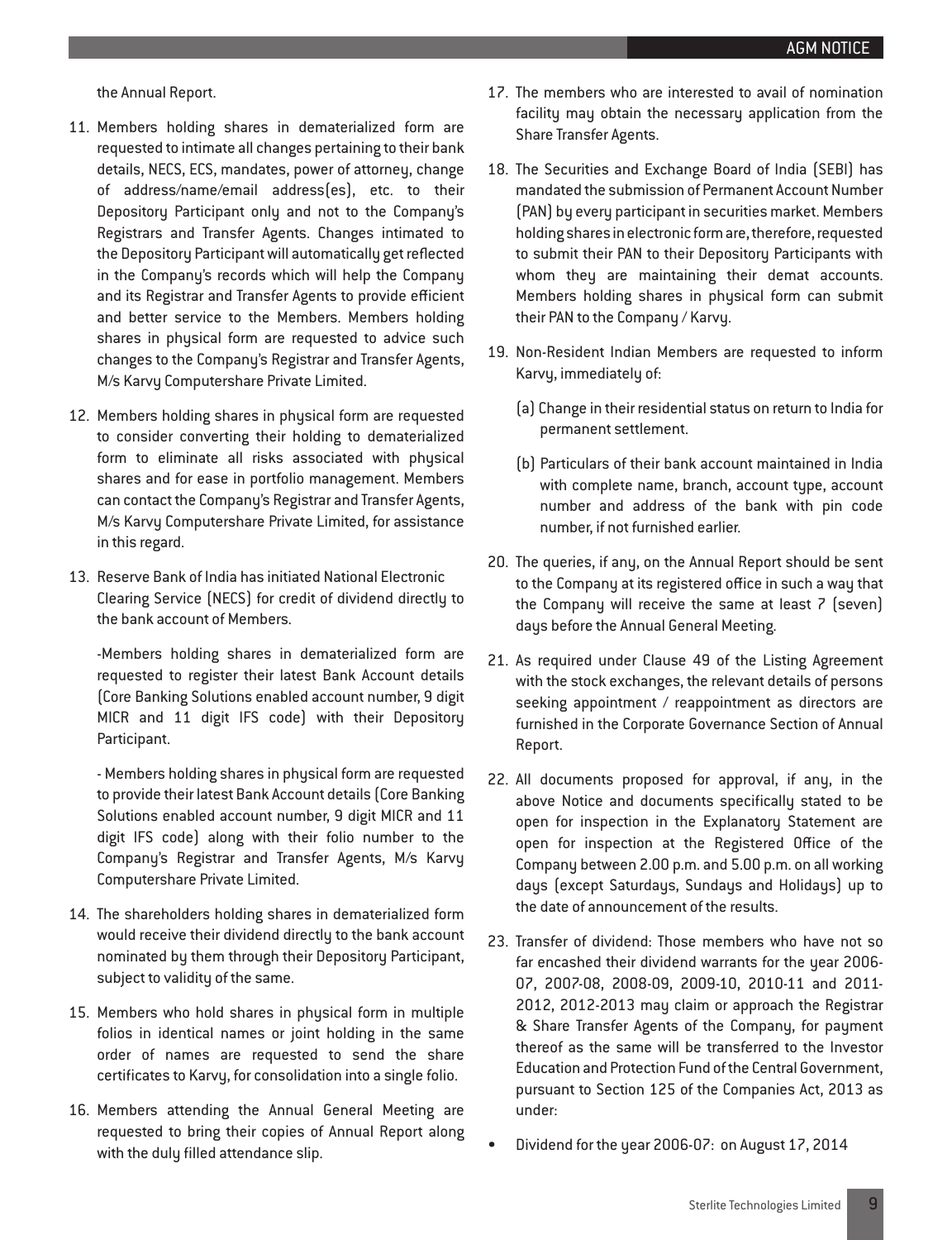the Annual Report.

11. Members holding shares in dematerialized form are requested to intimate all changes pertaining to their bank details, NECS, ECS, mandates, power of attorney, change of address/name/email address(es), etc. to their Depository Participant only and not to the Company's Registrars and Transfer Agents. Changes intimated to the Depository Participant will automatically get reflected in the Company's records which will help the Company and its Registrar and Transfer Agents to provide efficient and better service to the Members. Members holding shares in physical form are requested to advice such changes to the Company's Registrar and Transfer Agents, M/s Karvy Computershare Private Limited.

12. Members holding shares in physical form are requested to consider converting their holding to dematerialized form to eliminate all risks associated with physical shares and for ease in portfolio management. Members can contact the Company's Registrar and Transfer Agents, M/s Karvy Computershare Private Limited, for assistance in this regard.

13. Reserve Bank of India has initiated National Electronic Clearing Service (NECS) for credit of dividend directly to the bank account of Members.

    -Members holding shares in dematerialized form are requested to register their latest Bank Account details (Core Banking Solutions enabled account number, 9 digit MICR and 11 digit IFS code) with their Depository Participant.

    - Members holding shares in physical form are requested to provide their latest Bank Account details (Core Banking Solutions enabled account number, 9 digit MICR and 11 digit IFS code) along with their folio number to the Company's Registrar and Transfer Agents, M/s Karvy Computershare Private Limited.

14. The shareholders holding shares in dematerialized form would receive their dividend directly to the bank account nominated by them through their Depository Participant, subject to validity of the same.

15. Members who hold shares in physical form in multiple folios in identical names or joint holding in the same order of names are requested to send the share certificates to Karvy, for consolidation into a single folio.

16. Members attending the Annual General Meeting are requested to bring their copies of Annual Report along with the duly filled attendance slip.

17. The members who are interested to avail of nomination facility may obtain the necessary application from the Share Transfer Agents.

18. The Securities and Exchange Board of India (SEBI) has mandated the submission of Permanent Account Number (PAN) by every participant in securities market. Members holding shares in electronic form are, therefore, requested to submit their PAN to their Depository Participants with whom they are maintaining their demat accounts. Members holding shares in physical form can submit their PAN to the Company / Karvy.

19. Non-Resident Indian Members are requested to inform Karvy, immediately of:

    (a) Change in their residential status on return to India for permanent settlement.

    (b) Particulars of their bank account maintained in India with complete name, branch, account type, account number and address of the bank with pin code number, if not furnished earlier.

20. The queries, if any, on the Annual Report should be sent to the Company at its registered office in such a way that the Company will receive the same at least 7 (seven) days before the Annual General Meeting.

21. As required under Clause 49 of the Listing Agreement with the stock exchanges, the relevant details of persons seeking appointment / reappointment as directors are furnished in the Corporate Governance Section of Annual Report.

22. All documents proposed for approval, if any, in the above Notice and documents specifically stated to be open for inspection in the Explanatory Statement are open for inspection at the Registered Office of the Company between 2.00 p.m. and 5.00 p.m. on all working days (except Saturdays, Sundays and Holidays) up to the date of announcement of the results.

23. Transfer of dividend: Those members who have not so far encashed their dividend warrants for the year 2006-07, 2007-08, 2008-09, 2009-10, 2010-11 and 2011-2012, 2012-2013 may claim or approach the Registrar & Share Transfer Agents of the Company, for payment thereof as the same will be transferred to the Investor Education and Protection Fund of the Central Government, pursuant to Section 125 of the Companies Act, 2013 as under:

- Dividend for the year 2006-07: on August 17, 2014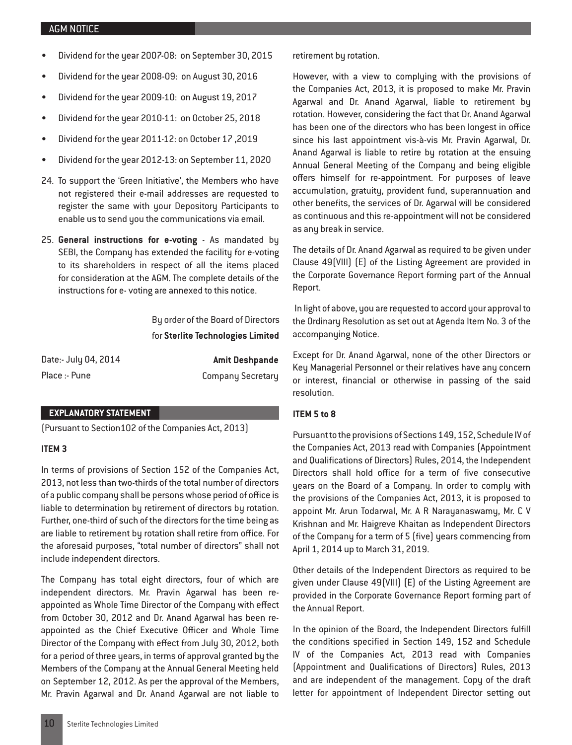- Dividend for the year 2007-08: on September 30, 2015
- Dividend for the year 2008-09: on August 30, 2016
- Dividend for the year 2009-10: on August 19, 2017
- Dividend for the year 2010-11: on October 25, 2018
- Dividend for the year 2011-12: on October 17 ,2019
- Dividend for the year 2012-13: on September 11, 2020

24. To support the 'Green Initiative', the Members who have not registered their e-mail addresses are requested to register the same with your Depository Participants to enable us to send you the communications via email.

25. **General instructions for e-voting** - As mandated by SEBI, the Company has extended the facility for e-voting to its shareholders in respect of all the items placed for consideration at the AGM. The complete details of the instructions for e- voting are annexed to this notice.

By order of the Board of Directors
for **Sterlite Technologies Limited**

Date:- July 04, 2014
Place :- Pune

**Amit Deshpande**
Company Secretary

## EXPLANATORY STATEMENT

(Pursuant to Section102 of the Companies Act, 2013)

### ITEM 3

In terms of provisions of Section 152 of the Companies Act, 2013, not less than two-thirds of the total number of directors of a public company shall be persons whose period of office is liable to determination by retirement of directors by rotation. Further, one-third of such of the directors for the time being as are liable to retirement by rotation shall retire from office. For the aforesaid purposes, "total number of directors" shall not include independent directors.

The Company has total eight directors, four of which are independent directors. Mr. Pravin Agarwal has been re-appointed as Whole Time Director of the Company with effect from October 30, 2012 and Dr. Anand Agarwal has been re-appointed as the Chief Executive Officer and Whole Time Director of the Company with effect from July 30, 2012, both for a period of three years, in terms of approval granted by the Members of the Company at the Annual General Meeting held on September 12, 2012. As per the approval of the Members, Mr. Pravin Agarwal and Dr. Anand Agarwal are not liable to retirement by rotation.

However, with a view to complying with the provisions of the Companies Act, 2013, it is proposed to make Mr. Pravin Agarwal and Dr. Anand Agarwal, liable to retirement by rotation. However, considering the fact that Dr. Anand Agarwal has been one of the directors who has been longest in office since his last appointment vis-à-vis Mr. Pravin Agarwal, Dr. Anand Agarwal is liable to retire by rotation at the ensuing Annual General Meeting of the Company and being eligible offers himself for re-appointment. For purposes of leave accumulation, gratuity, provident fund, superannuation and other benefits, the services of Dr. Agarwal will be considered as continuous and this re-appointment will not be considered as any break in service.

The details of Dr. Anand Agarwal as required to be given under Clause 49(VIII) (E) of the Listing Agreement are provided in the Corporate Governance Report forming part of the Annual Report.

In light of above, you are requested to accord your approval to the Ordinary Resolution as set out at Agenda Item No. 3 of the accompanying Notice.

Except for Dr. Anand Agarwal, none of the other Directors or Key Managerial Personnel or their relatives have any concern or interest, financial or otherwise in passing of the said resolution.

### ITEM 5 to 8

Pursuant to the provisions of Sections 149, 152, Schedule IV of the Companies Act, 2013 read with Companies (Appointment and Qualifications of Directors) Rules, 2014, the Independent Directors shall hold office for a term of five consecutive years on the Board of a Company. In order to comply with the provisions of the Companies Act, 2013, it is proposed to appoint Mr. Arun Todarwal, Mr. A R Narayanaswamy, Mr. C V Krishnan and Mr. Haigreve Khaitan as Independent Directors of the Company for a term of 5 (five) years commencing from April 1, 2014 up to March 31, 2019.

Other details of the Independent Directors as required to be given under Clause 49(VIII) (E) of the Listing Agreement are provided in the Corporate Governance Report forming part of the Annual Report.

In the opinion of the Board, the Independent Directors fulfill the conditions specified in Section 149, 152 and Schedule IV of the Companies Act, 2013 read with Companies (Appointment and Qualifications of Directors) Rules, 2013 and are independent of the management. Copy of the draft letter for appointment of Independent Director setting out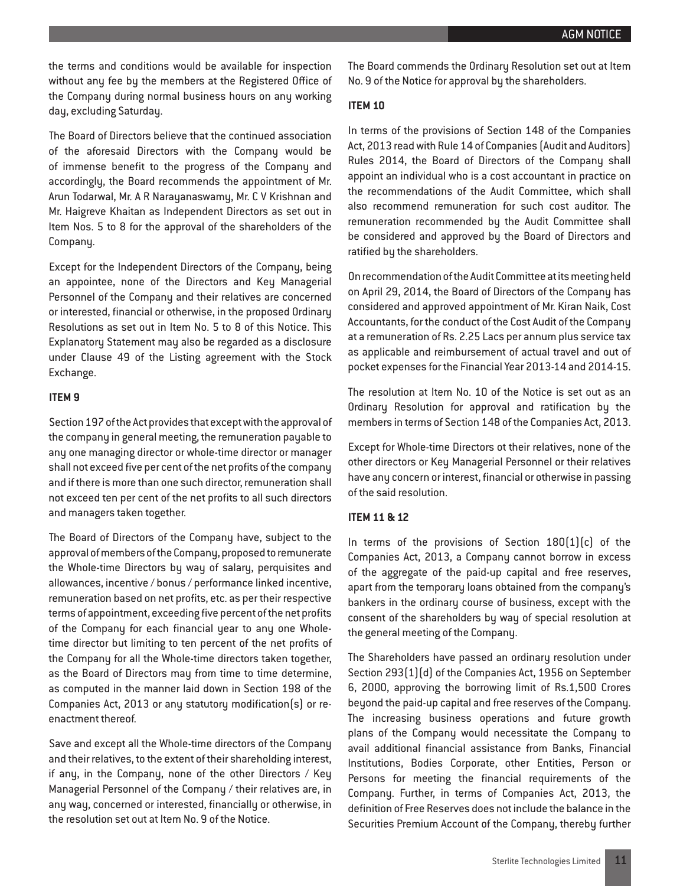the terms and conditions would be available for inspection without any fee by the members at the Registered Office of the Company during normal business hours on any working day, excluding Saturday.

The Board of Directors believe that the continued association of the aforesaid Directors with the Company would be of immense benefit to the progress of the Company and accordingly, the Board recommends the appointment of Mr. Arun Todarwal, Mr. A R Narayanaswamy, Mr. C V Krishnan and Mr. Haigreve Khaitan as Independent Directors as set out in Item Nos. 5 to 8 for the approval of the shareholders of the Company.

Except for the Independent Directors of the Company, being an appointee, none of the Directors and Key Managerial Personnel of the Company and their relatives are concerned or interested, financial or otherwise, in the proposed Ordinary Resolutions as set out in Item No. 5 to 8 of this Notice. This Explanatory Statement may also be regarded as a disclosure under Clause 49 of the Listing agreement with the Stock Exchange.

**ITEM 9**

Section 197 of the Act provides that except with the approval of the company in general meeting, the remuneration payable to any one managing director or whole-time director or manager shall not exceed five per cent of the net profits of the company and if there is more than one such director, remuneration shall not exceed ten per cent of the net profits to all such directors and managers taken together.

The Board of Directors of the Company have, subject to the approval of members of the Company, proposed to remunerate the Whole-time Directors by way of salary, perquisites and allowances, incentive / bonus / performance linked incentive, remuneration based on net profits, etc. as per their respective terms of appointment, exceeding five percent of the net profits of the Company for each financial year to any one Whole-time director but limiting to ten percent of the net profits of the Company for all the Whole-time directors taken together, as the Board of Directors may from time to time determine, as computed in the manner laid down in Section 198 of the Companies Act, 2013 or any statutory modification(s) or re-enactment thereof.

Save and except all the Whole-time directors of the Company and their relatives, to the extent of their shareholding interest, if any, in the Company, none of the other Directors / Key Managerial Personnel of the Company / their relatives are, in any way, concerned or interested, financially or otherwise, in the resolution set out at Item No. 9 of the Notice.

The Board commends the Ordinary Resolution set out at Item No. 9 of the Notice for approval by the shareholders.

**ITEM 10**

In terms of the provisions of Section 148 of the Companies Act, 2013 read with Rule 14 of Companies (Audit and Auditors) Rules 2014, the Board of Directors of the Company shall appoint an individual who is a cost accountant in practice on the recommendations of the Audit Committee, which shall also recommend remuneration for such cost auditor. The remuneration recommended by the Audit Committee shall be considered and approved by the Board of Directors and ratified by the shareholders.

On recommendation of the Audit Committee at its meeting held on April 29, 2014, the Board of Directors of the Company has considered and approved appointment of Mr. Kiran Naik, Cost Accountants, for the conduct of the Cost Audit of the Company at a remuneration of Rs. 2.25 Lacs per annum plus service tax as applicable and reimbursement of actual travel and out of pocket expenses for the Financial Year 2013-14 and 2014-15.

The resolution at Item No. 10 of the Notice is set out as an Ordinary Resolution for approval and ratification by the members in terms of Section 148 of the Companies Act, 2013.

Except for Whole-time Directors ot their relatives, none of the other directors or Key Managerial Personnel or their relatives have any concern or interest, financial or otherwise in passing of the said resolution.

**ITEM 11 & 12**

In terms of the provisions of Section 180(1)(c) of the Companies Act, 2013, a Company cannot borrow in excess of the aggregate of the paid-up capital and free reserves, apart from the temporary loans obtained from the company's bankers in the ordinary course of business, except with the consent of the shareholders by way of special resolution at the general meeting of the Company.

The Shareholders have passed an ordinary resolution under Section 293(1)(d) of the Companies Act, 1956 on September 6, 2000, approving the borrowing limit of Rs.1,500 Crores beyond the paid-up capital and free reserves of the Company. The increasing business operations and future growth plans of the Company would necessitate the Company to avail additional financial assistance from Banks, Financial Institutions, Bodies Corporate, other Entities, Person or Persons for meeting the financial requirements of the Company. Further, in terms of Companies Act, 2013, the definition of Free Reserves does not include the balance in the Securities Premium Account of the Company, thereby further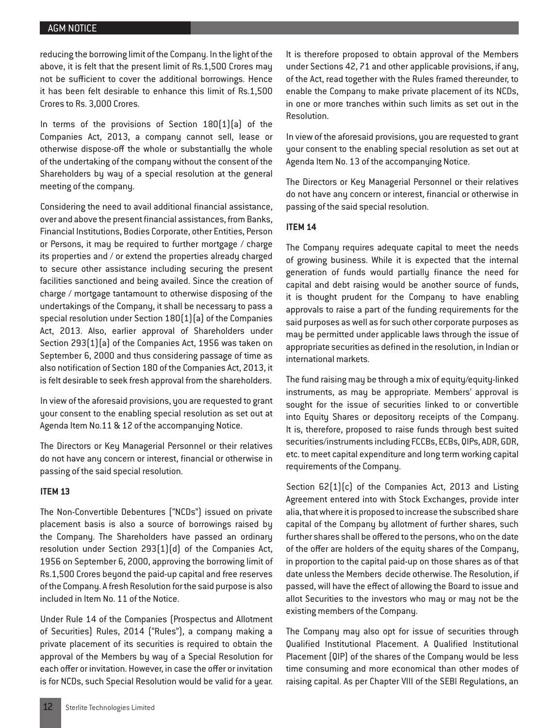reducing the borrowing limit of the Company. In the light of the above, it is felt that the present limit of Rs.1,500 Crores may not be sufficient to cover the additional borrowings. Hence it has been felt desirable to enhance this limit of Rs.1,500 Crores to Rs. 3,000 Crores.

In terms of the provisions of Section 180(1)(a) of the Companies Act, 2013, a company cannot sell, lease or otherwise dispose-off the whole or substantially the whole of the undertaking of the company without the consent of the Shareholders by way of a special resolution at the general meeting of the company.

Considering the need to avail additional financial assistance, over and above the present financial assistances, from Banks, Financial Institutions, Bodies Corporate, other Entities, Person or Persons, it may be required to further mortgage / charge its properties and / or extend the properties already charged to secure other assistance including securing the present facilities sanctioned and being availed. Since the creation of charge / mortgage tantamount to otherwise disposing of the undertakings of the Company, it shall be necessary to pass a special resolution under Section 180(1)(a) of the Companies Act, 2013. Also, earlier approval of Shareholders under Section 293(1)(a) of the Companies Act, 1956 was taken on September 6, 2000 and thus considering passage of time as also notification of Section 180 of the Companies Act, 2013, it is felt desirable to seek fresh approval from the shareholders.

In view of the aforesaid provisions, you are requested to grant your consent to the enabling special resolution as set out at Agenda Item No.11 & 12 of the accompanying Notice.

The Directors or Key Managerial Personnel or their relatives do not have any concern or interest, financial or otherwise in passing of the said special resolution.

**ITEM 13**

The Non-Convertible Debentures ("NCDs") issued on private placement basis is also a source of borrowings raised by the Company. The Shareholders have passed an ordinary resolution under Section 293(1)(d) of the Companies Act, 1956 on September 6, 2000, approving the borrowing limit of Rs.1,500 Crores beyond the paid-up capital and free reserves of the Company. A fresh Resolution for the said purpose is also included in Item No. 11 of the Notice.

Under Rule 14 of the Companies (Prospectus and Allotment of Securities) Rules, 2014 ("Rules"), a company making a private placement of its securities is required to obtain the approval of the Members by way of a Special Resolution for each offer or invitation. However, in case the offer or invitation is for NCDs, such Special Resolution would be valid for a year.

It is therefore proposed to obtain approval of the Members under Sections 42, 71 and other applicable provisions, if any, of the Act, read together with the Rules framed thereunder, to enable the Company to make private placement of its NCDs, in one or more tranches within such limits as set out in the Resolution.

In view of the aforesaid provisions, you are requested to grant your consent to the enabling special resolution as set out at Agenda Item No. 13 of the accompanying Notice.

The Directors or Key Managerial Personnel or their relatives do not have any concern or interest, financial or otherwise in passing of the said special resolution.

**ITEM 14**

The Company requires adequate capital to meet the needs of growing business. While it is expected that the internal generation of funds would partially finance the need for capital and debt raising would be another source of funds, it is thought prudent for the Company to have enabling approvals to raise a part of the funding requirements for the said purposes as well as for such other corporate purposes as may be permitted under applicable laws through the issue of appropriate securities as defined in the resolution, in Indian or international markets.

The fund raising may be through a mix of equity/equity-linked instruments, as may be appropriate. Members' approval is sought for the issue of securities linked to or convertible into Equity Shares or depository receipts of the Company. It is, therefore, proposed to raise funds through best suited securities/instruments including FCCBs, ECBs, QIPs, ADR, GDR, etc. to meet capital expenditure and long term working capital requirements of the Company.

Section 62(1)(c) of the Companies Act, 2013 and Listing Agreement entered into with Stock Exchanges, provide inter alia, that where it is proposed to increase the subscribed share capital of the Company by allotment of further shares, such further shares shall be offered to the persons, who on the date of the offer are holders of the equity shares of the Company, in proportion to the capital paid-up on those shares as of that date unless the Members decide otherwise. The Resolution, if passed, will have the effect of allowing the Board to issue and allot Securities to the investors who may or may not be the existing members of the Company.

The Company may also opt for issue of securities through Qualified Institutional Placement. A Qualified Institutional Placement (QIP) of the shares of the Company would be less time consuming and more economical than other modes of raising capital. As per Chapter VIII of the SEBI Regulations, an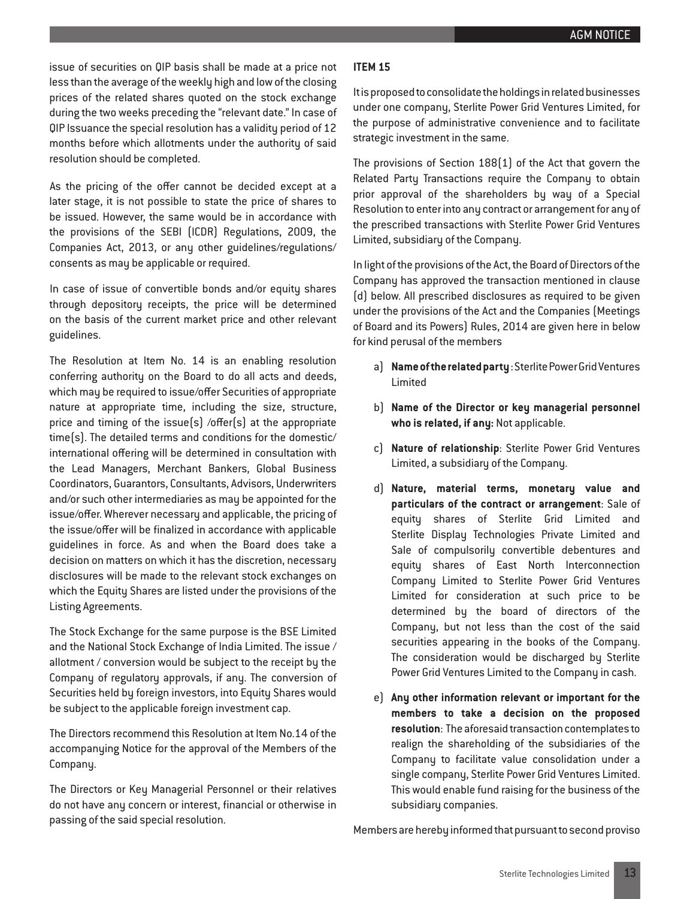issue of securities on QIP basis shall be made at a price not less than the average of the weekly high and low of the closing prices of the related shares quoted on the stock exchange during the two weeks preceding the "relevant date." In case of QIP Issuance the special resolution has a validity period of 12 months before which allotments under the authority of said resolution should be completed.

As the pricing of the offer cannot be decided except at a later stage, it is not possible to state the price of shares to be issued. However, the same would be in accordance with the provisions of the SEBI (ICDR) Regulations, 2009, the Companies Act, 2013, or any other guidelines/regulations/ consents as may be applicable or required.

In case of issue of convertible bonds and/or equity shares through depository receipts, the price will be determined on the basis of the current market price and other relevant guidelines.

The Resolution at Item No. 14 is an enabling resolution conferring authority on the Board to do all acts and deeds, which may be required to issue/offer Securities of appropriate nature at appropriate time, including the size, structure, price and timing of the issue(s) /offer(s) at the appropriate time(s). The detailed terms and conditions for the domestic/ international offering will be determined in consultation with the Lead Managers, Merchant Bankers, Global Business Coordinators, Guarantors, Consultants, Advisors, Underwriters and/or such other intermediaries as may be appointed for the issue/offer. Wherever necessary and applicable, the pricing of the issue/offer will be finalized in accordance with applicable guidelines in force. As and when the Board does take a decision on matters on which it has the discretion, necessary disclosures will be made to the relevant stock exchanges on which the Equity Shares are listed under the provisions of the Listing Agreements.

The Stock Exchange for the same purpose is the BSE Limited and the National Stock Exchange of India Limited. The issue / allotment / conversion would be subject to the receipt by the Company of regulatory approvals, if any. The conversion of Securities held by foreign investors, into Equity Shares would be subject to the applicable foreign investment cap.

The Directors recommend this Resolution at Item No.14 of the accompanying Notice for the approval of the Members of the Company.

The Directors or Key Managerial Personnel or their relatives do not have any concern or interest, financial or otherwise in passing of the said special resolution.

**ITEM 15**

It is proposed to consolidate the holdings in related businesses under one company, Sterlite Power Grid Ventures Limited, for the purpose of administrative convenience and to facilitate strategic investment in the same.

The provisions of Section 188(1) of the Act that govern the Related Party Transactions require the Company to obtain prior approval of the shareholders by way of a Special Resolution to enter into any contract or arrangement for any of the prescribed transactions with Sterlite Power Grid Ventures Limited, subsidiary of the Company.

In light of the provisions of the Act, the Board of Directors of the Company has approved the transaction mentioned in clause (d) below. All prescribed disclosures as required to be given under the provisions of the Act and the Companies (Meetings of Board and its Powers) Rules, 2014 are given here in below for kind perusal of the members

a) **Name of the related party** : Sterlite Power Grid Ventures Limited

b) **Name of the Director or key managerial personnel who is related, if any:** Not applicable.

c) **Nature of relationship**: Sterlite Power Grid Ventures Limited, a subsidiary of the Company.

d) **Nature, material terms, monetary value and particulars of the contract or arrangement**: Sale of equity shares of Sterlite Grid Limited and Sterlite Display Technologies Private Limited and Sale of compulsorily convertible debentures and equity shares of East North Interconnection Company Limited to Sterlite Power Grid Ventures Limited for consideration at such price to be determined by the board of directors of the Company, but not less than the cost of the said securities appearing in the books of the Company. The consideration would be discharged by Sterlite Power Grid Ventures Limited to the Company in cash.

e) **Any other information relevant or important for the members to take a decision on the proposed resolution**: The aforesaid transaction contemplates to realign the shareholding of the subsidiaries of the Company to facilitate value consolidation under a single company, Sterlite Power Grid Ventures Limited. This would enable fund raising for the business of the subsidiary companies.

Members are hereby informed that pursuant to second proviso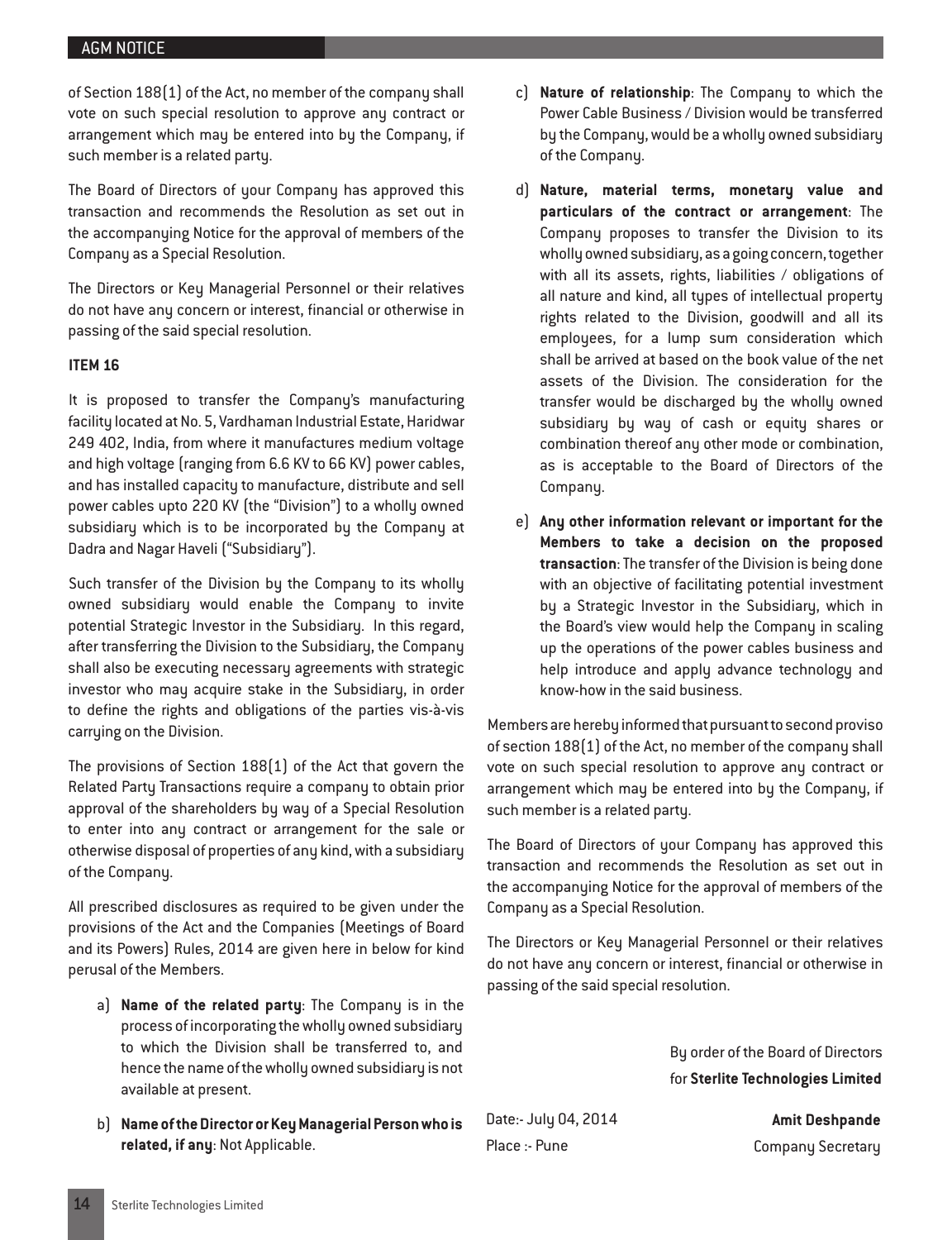of Section 188(1) of the Act, no member of the company shall vote on such special resolution to approve any contract or arrangement which may be entered into by the Company, if such member is a related party.

The Board of Directors of your Company has approved this transaction and recommends the Resolution as set out in the accompanying Notice for the approval of members of the Company as a Special Resolution.

The Directors or Key Managerial Personnel or their relatives do not have any concern or interest, financial or otherwise in passing of the said special resolution.

**ITEM 16**

It is proposed to transfer the Company's manufacturing facility located at No. 5, Vardhaman Industrial Estate, Haridwar 249 402, India, from where it manufactures medium voltage and high voltage (ranging from 6.6 KV to 66 KV) power cables, and has installed capacity to manufacture, distribute and sell power cables upto 220 KV (the "Division") to a wholly owned subsidiary which is to be incorporated by the Company at Dadra and Nagar Haveli ("Subsidiary").

Such transfer of the Division by the Company to its wholly owned subsidiary would enable the Company to invite potential Strategic Investor in the Subsidiary. In this regard, after transferring the Division to the Subsidiary, the Company shall also be executing necessary agreements with strategic investor who may acquire stake in the Subsidiary, in order to define the rights and obligations of the parties vis-à-vis carrying on the Division.

The provisions of Section 188(1) of the Act that govern the Related Party Transactions require a company to obtain prior approval of the shareholders by way of a Special Resolution to enter into any contract or arrangement for the sale or otherwise disposal of properties of any kind, with a subsidiary of the Company.

All prescribed disclosures as required to be given under the provisions of the Act and the Companies (Meetings of Board and its Powers) Rules, 2014 are given here in below for kind perusal of the Members.

a) **Name of the related party**: The Company is in the process of incorporating the wholly owned subsidiary to which the Division shall be transferred to, and hence the name of the wholly owned subsidiary is not available at present.

b) **Name of the Director or Key Managerial Person who is related, if any**: Not Applicable.

c) **Nature of relationship**: The Company to which the Power Cable Business / Division would be transferred by the Company, would be a wholly owned subsidiary of the Company.

d) **Nature, material terms, monetary value and particulars of the contract or arrangement**: The Company proposes to transfer the Division to its wholly owned subsidiary, as a going concern, together with all its assets, rights, liabilities / obligations of all nature and kind, all types of intellectual property rights related to the Division, goodwill and all its employees, for a lump sum consideration which shall be arrived at based on the book value of the net assets of the Division. The consideration for the transfer would be discharged by the wholly owned subsidiary by way of cash or equity shares or combination thereof any other mode or combination, as is acceptable to the Board of Directors of the Company.

e) **Any other information relevant or important for the Members to take a decision on the proposed transaction**: The transfer of the Division is being done with an objective of facilitating potential investment by a Strategic Investor in the Subsidiary, which in the Board's view would help the Company in scaling up the operations of the power cables business and help introduce and apply advance technology and know-how in the said business.

Members are hereby informed that pursuant to second proviso of section 188(1) of the Act, no member of the company shall vote on such special resolution to approve any contract or arrangement which may be entered into by the Company, if such member is a related party.

The Board of Directors of your Company has approved this transaction and recommends the Resolution as set out in the accompanying Notice for the approval of members of the Company as a Special Resolution.

The Directors or Key Managerial Personnel or their relatives do not have any concern or interest, financial or otherwise in passing of the said special resolution.

By order of the Board of Directors
for **Sterlite Technologies Limited**

Date:- July 04, 2014
Place :- Pune

**Amit Deshpande**
Company Secretary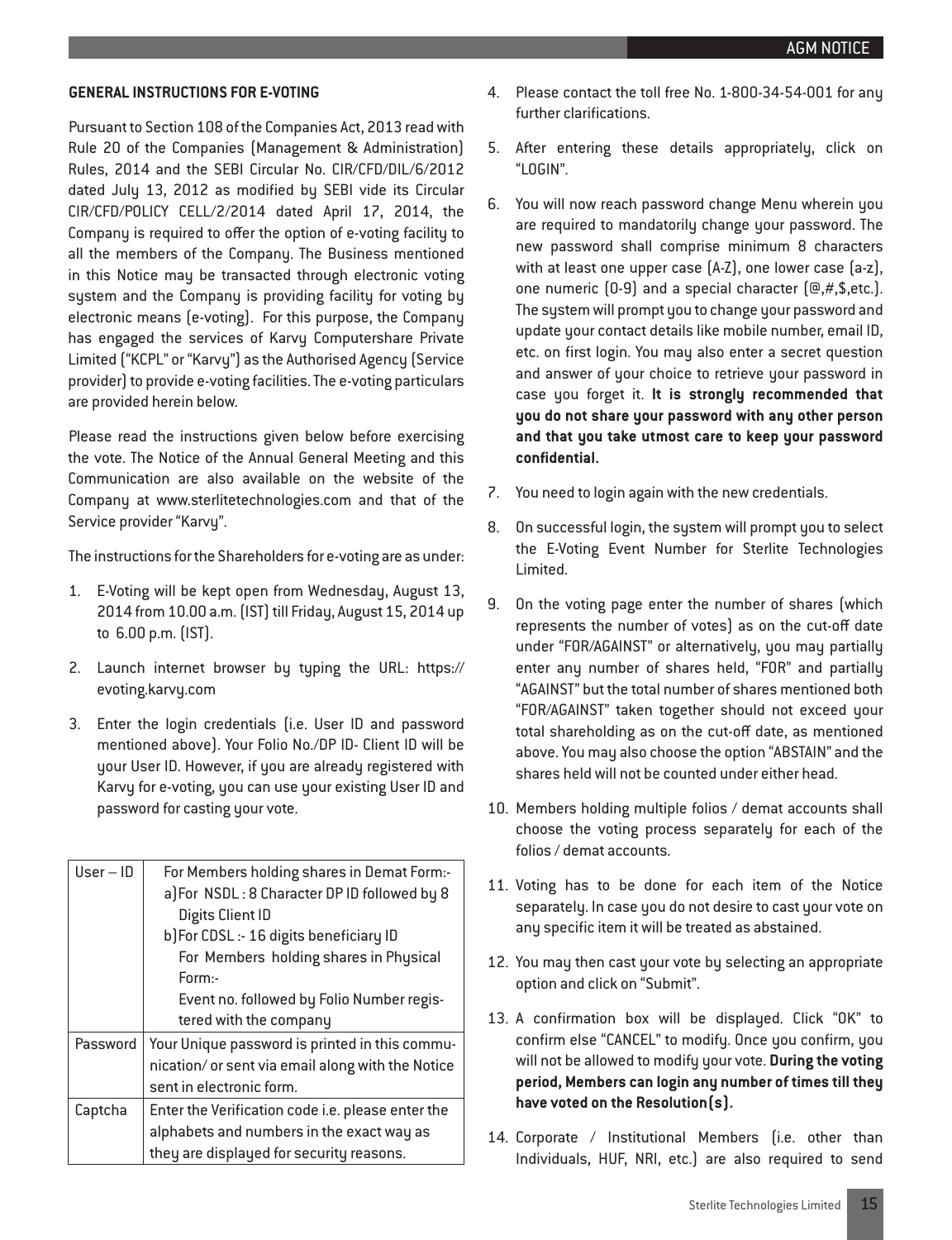## GENERAL INSTRUCTIONS FOR E-VOTING

Pursuant to Section 108 of the Companies Act, 2013 read with Rule 20 of the Companies (Management & Administration) Rules, 2014 and the SEBI Circular No. CIR/CFD/DIL/6/2012 dated July 13, 2012 as modified by SEBI vide its Circular CIR/CFD/POLICY CELL/2/2014 dated April 17, 2014, the Company is required to offer the option of e-voting facility to all the members of the Company. The Business mentioned in this Notice may be transacted through electronic voting system and the Company is providing facility for voting by electronic means (e-voting). For this purpose, the Company has engaged the services of Karvy Computershare Private Limited ("KCPL" or "Karvy") as the Authorised Agency (Service provider) to provide e-voting facilities. The e-voting particulars are provided herein below.

Please read the instructions given below before exercising the vote. The Notice of the Annual General Meeting and this Communication are also available on the website of the Company at www.sterlitetechnologies.com and that of the Service provider "Karvy".

The instructions for the Shareholders for e-voting are as under:

1. E-Voting will be kept open from Wednesday, August 13, 2014 from 10.00 a.m. (IST) till Friday, August 15, 2014 up to 6.00 p.m. (IST).
2. Launch internet browser by typing the URL: https://evoting.karvy.com
3. Enter the login credentials (i.e. User ID and password mentioned above). Your Folio No./DP ID- Client ID will be your User ID. However, if you are already registered with Karvy for e-voting, you can use your existing User ID and password for casting your vote.

| User – ID | For Members holding shares in Demat Form:-<br>a) For NSDL : 8 Character DP ID followed by 8 Digits Client ID<br>b) For CDSL :- 16 digits beneficiary ID<br>For Members holding shares in Physical Form:-<br>Event no. followed by Folio Number registered with the company |
|---|---|
| Password | Your Unique password is printed in this communication/ or sent via email along with the Notice sent in electronic form. |
| Captcha | Enter the Verification code i.e. please enter the alphabets and numbers in the exact way as they are displayed for security reasons. |

4. Please contact the toll free No. 1-800-34-54-001 for any further clarifications.
5. After entering these details appropriately, click on "LOGIN".
6. You will now reach password change Menu wherein you are required to mandatorily change your password. The new password shall comprise minimum 8 characters with at least one upper case (A-Z), one lower case (a-z), one numeric (0-9) and a special character (@,#,$,etc.). The system will prompt you to change your password and update your contact details like mobile number, email ID, etc. on first login. You may also enter a secret question and answer of your choice to retrieve your password in case you forget it. **It is strongly recommended that you do not share your password with any other person and that you take utmost care to keep your password confidential.**
7. You need to login again with the new credentials.
8. On successful login, the system will prompt you to select the E-Voting Event Number for Sterlite Technologies Limited.
9. On the voting page enter the number of shares (which represents the number of votes) as on the cut-off date under "FOR/AGAINST" or alternatively, you may partially enter any number of shares held, "FOR" and partially "AGAINST" but the total number of shares mentioned both "FOR/AGAINST" taken together should not exceed your total shareholding as on the cut-off date, as mentioned above. You may also choose the option "ABSTAIN" and the shares held will not be counted under either head.
10. Members holding multiple folios / demat accounts shall choose the voting process separately for each of the folios / demat accounts.
11. Voting has to be done for each item of the Notice separately. In case you do not desire to cast your vote on any specific item it will be treated as abstained.
12. You may then cast your vote by selecting an appropriate option and click on "Submit".
13. A confirmation box will be displayed. Click "OK" to confirm else "CANCEL" to modify. Once you confirm, you will not be allowed to modify your vote. **During the voting period, Members can login any number of times till they have voted on the Resolution(s).**
14. Corporate / Institutional Members (i.e. other than Individuals, HUF, NRI, etc.) are also required to send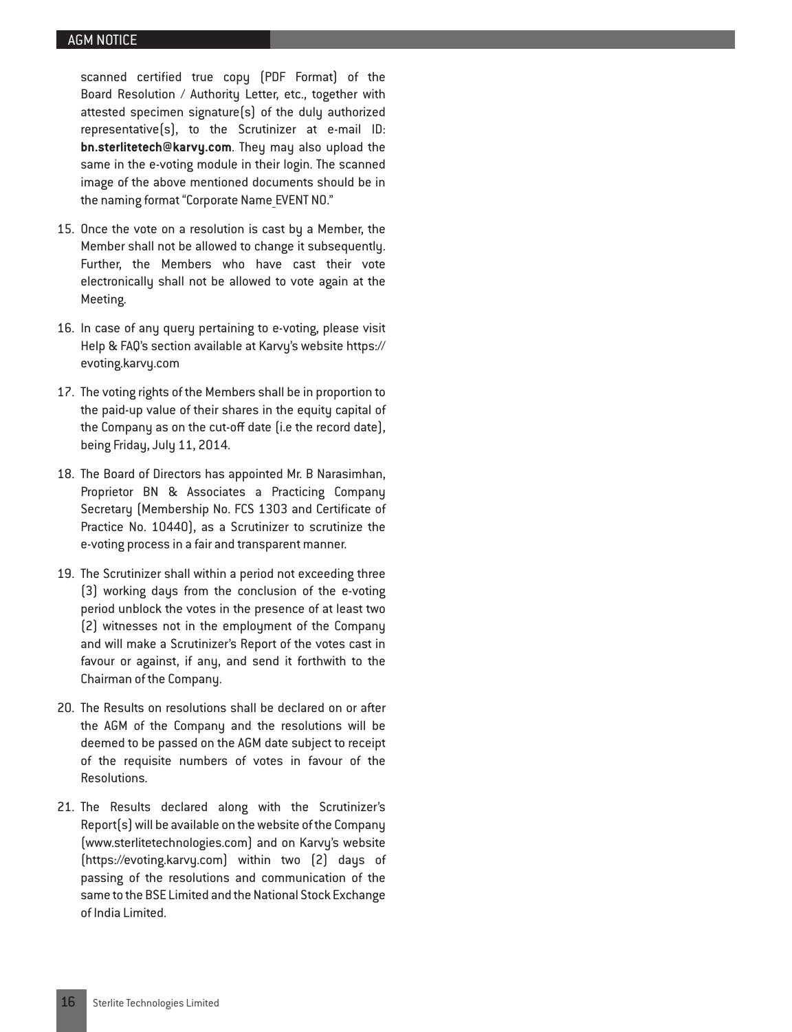scanned certified true copy (PDF Format) of the Board Resolution / Authority Letter, etc., together with attested specimen signature(s) of the duly authorized representative(s), to the Scrutinizer at e-mail ID: **bn.sterlitetech@karvy.com**. They may also upload the same in the e-voting module in their login. The scanned image of the above mentioned documents should be in the naming format "Corporate Name_EVENT NO."

15. Once the vote on a resolution is cast by a Member, the Member shall not be allowed to change it subsequently. Further, the Members who have cast their vote electronically shall not be allowed to vote again at the Meeting.

16. In case of any query pertaining to e-voting, please visit Help & FAQ's section available at Karvy's website https://evoting.karvy.com

17. The voting rights of the Members shall be in proportion to the paid-up value of their shares in the equity capital of the Company as on the cut-off date (i.e the record date), being Friday, July 11, 2014.

18. The Board of Directors has appointed Mr. B Narasimhan, Proprietor BN & Associates a Practicing Company Secretary (Membership No. FCS 1303 and Certificate of Practice No. 10440), as a Scrutinizer to scrutinize the e-voting process in a fair and transparent manner.

19. The Scrutinizer shall within a period not exceeding three (3) working days from the conclusion of the e-voting period unblock the votes in the presence of at least two (2) witnesses not in the employment of the Company and will make a Scrutinizer's Report of the votes cast in favour or against, if any, and send it forthwith to the Chairman of the Company.

20. The Results on resolutions shall be declared on or after the AGM of the Company and the resolutions will be deemed to be passed on the AGM date subject to receipt of the requisite numbers of votes in favour of the Resolutions.

21. The Results declared along with the Scrutinizer's Report(s) will be available on the website of the Company (www.sterlitetechnologies.com) and on Karvy's website (https://evoting.karvy.com) within two (2) days of passing of the resolutions and communication of the same to the BSE Limited and the National Stock Exchange of India Limited.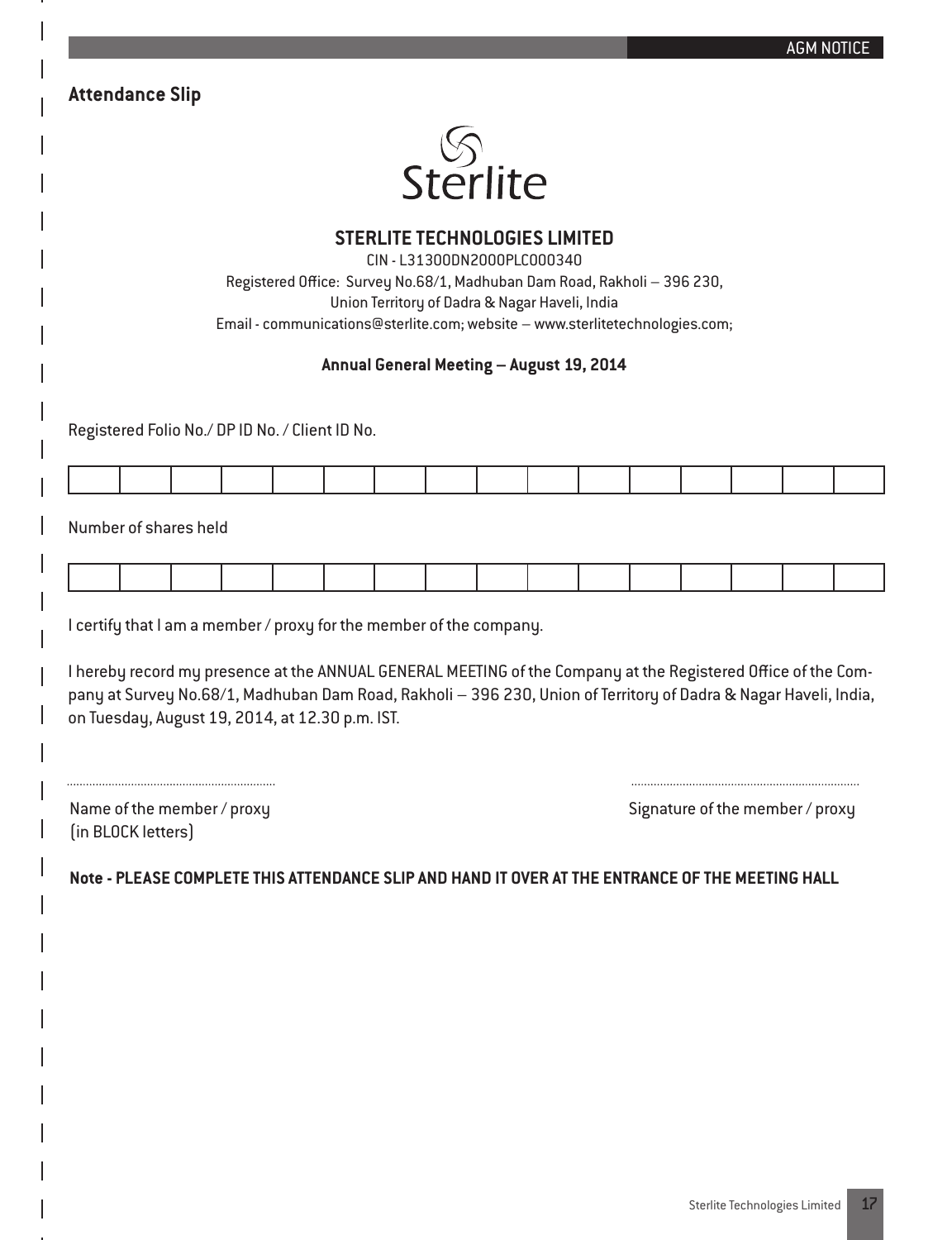## Attendance Slip

Sterlite

### STERLITE TECHNOLOGIES LIMITED

CIN - L31300DN2000PLC000340

Registered Office: Survey No.68/1, Madhuban Dam Road, Rakholi – 396 230,

Union Territory of Dadra & Nagar Haveli, India

Email - communications@sterlite.com; website – www.sterlitetechnologies.com;

**Annual General Meeting – August 19, 2014**

Registered Folio No./ DP ID No. / Client ID No.

| | | | | | | | | | | | | | | | |
|---|---|---|---|---|---|---|---|---|---|---|---|---|---|---|---|
| | | | | | | | | | | | | | | | |

Number of shares held

| | | | | | | | | | | | | | | | |
|---|---|---|---|---|---|---|---|---|---|---|---|---|---|---|---|
| | | | | | | | | | | | | | | | |

I certify that I am a member / proxy for the member of the company.

I hereby record my presence at the ANNUAL GENERAL MEETING of the Company at the Registered Office of the Company at Survey No.68/1, Madhuban Dam Road, Rakholi – 396 230, Union of Territory of Dadra & Nagar Haveli, India, on Tuesday, August 19, 2014, at 12.30 p.m. IST.

.................................................................. ......................................................................

Name of the member / proxy (in BLOCK letters) Signature of the member / proxy

**Note - PLEASE COMPLETE THIS ATTENDANCE SLIP AND HAND IT OVER AT THE ENTRANCE OF THE MEETING HALL**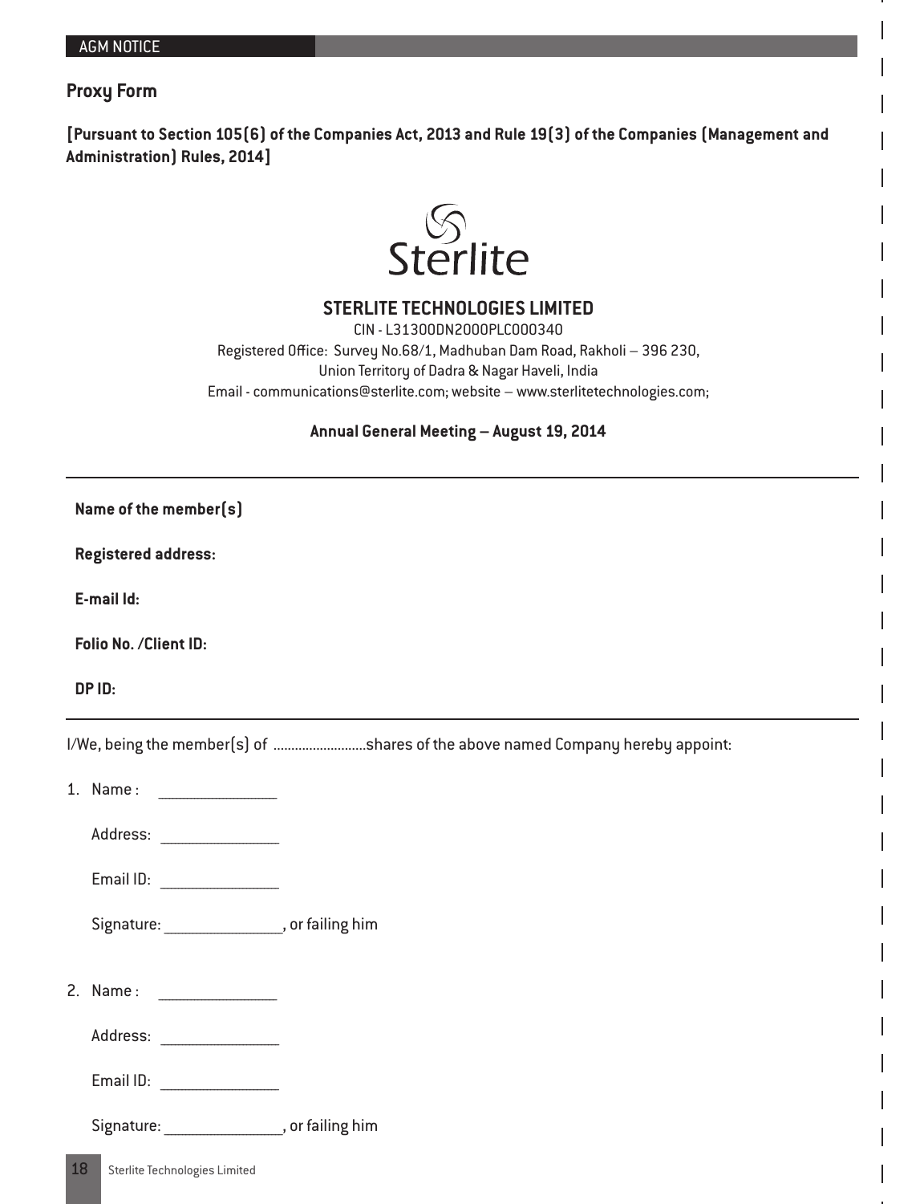## Proxy Form

**[Pursuant to Section 105(6) of the Companies Act, 2013 and Rule 19(3) of the Companies (Management and Administration) Rules, 2014]**

Sterlite

### STERLITE TECHNOLOGIES LIMITED

CIN - L31300DN2000PLC000340

Registered Office: Survey No.68/1, Madhuban Dam Road, Rakholi – 396 230,
Union Territory of Dadra & Nagar Haveli, India
Email - communications@sterlite.com; website – www.sterlitetechnologies.com;

**Annual General Meeting – August 19, 2014**

---

**Name of the member(s)**

**Registered address:**

**E-mail Id:**

**Folio No. /Client ID:**

**DP ID:**

---

I/We, being the member(s) of ..........................shares of the above named Company hereby appoint:

1. Name : _______________

   Address: _______________

   Email ID: _______________

   Signature: _______________, or failing him

2. Name : _______________

   Address: _______________

   Email ID: _______________

   Signature: _______________, or failing him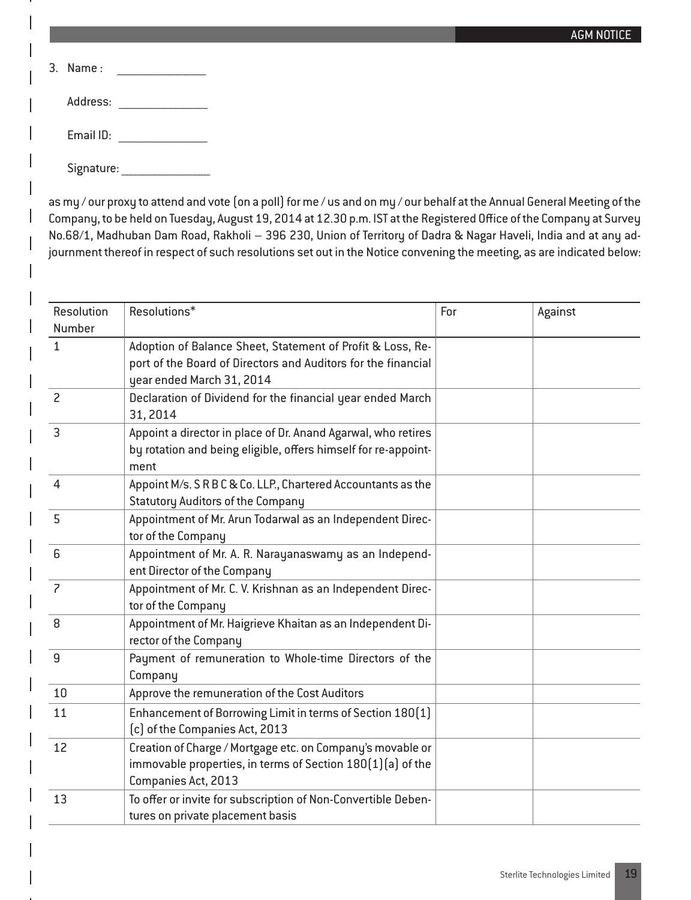3. Name : _______________

   Address: _______________

   Email ID: _______________

   Signature: _______________

as my / our proxy to attend and vote (on a poll) for me / us and on my / our behalf at the Annual General Meeting of the Company, to be held on Tuesday, August 19, 2014 at 12.30 p.m. IST at the Registered Office of the Company at Survey No.68/1, Madhuban Dam Road, Rakholi – 396 230, Union of Territory of Dadra & Nagar Haveli, India and at any adjournment thereof in respect of such resolutions set out in the Notice convening the meeting, as are indicated below:

| Resolution Number | Resolutions* | For | Against |
|---|---|---|---|
| 1 | Adoption of Balance Sheet, Statement of Profit & Loss, Report of the Board of Directors and Auditors for the financial year ended March 31, 2014 | | |
| 2 | Declaration of Dividend for the financial year ended March 31, 2014 | | |
| 3 | Appoint a director in place of Dr. Anand Agarwal, who retires by rotation and being eligible, offers himself for re-appointment | | |
| 4 | Appoint M/s. S R B C & Co. LLP., Chartered Accountants as the Statutory Auditors of the Company | | |
| 5 | Appointment of Mr. Arun Todarwal as an Independent Director of the Company | | |
| 6 | Appointment of Mr. A. R. Narayanaswamy as an Independent Director of the Company | | |
| 7 | Appointment of Mr. C. V. Krishnan as an Independent Director of the Company | | |
| 8 | Appointment of Mr. Haigrieve Khaitan as an Independent Director of the Company | | |
| 9 | Payment of remuneration to Whole-time Directors of the Company | | |
| 10 | Approve the remuneration of the Cost Auditors | | |
| 11 | Enhancement of Borrowing Limit in terms of Section 180(1)(c) of the Companies Act, 2013 | | |
| 12 | Creation of Charge / Mortgage etc. on Company's movable or immovable properties, in terms of Section 180(1)(a) of the Companies Act, 2013 | | |
| 13 | To offer or invite for subscription of Non-Convertible Debentures on private placement basis | | |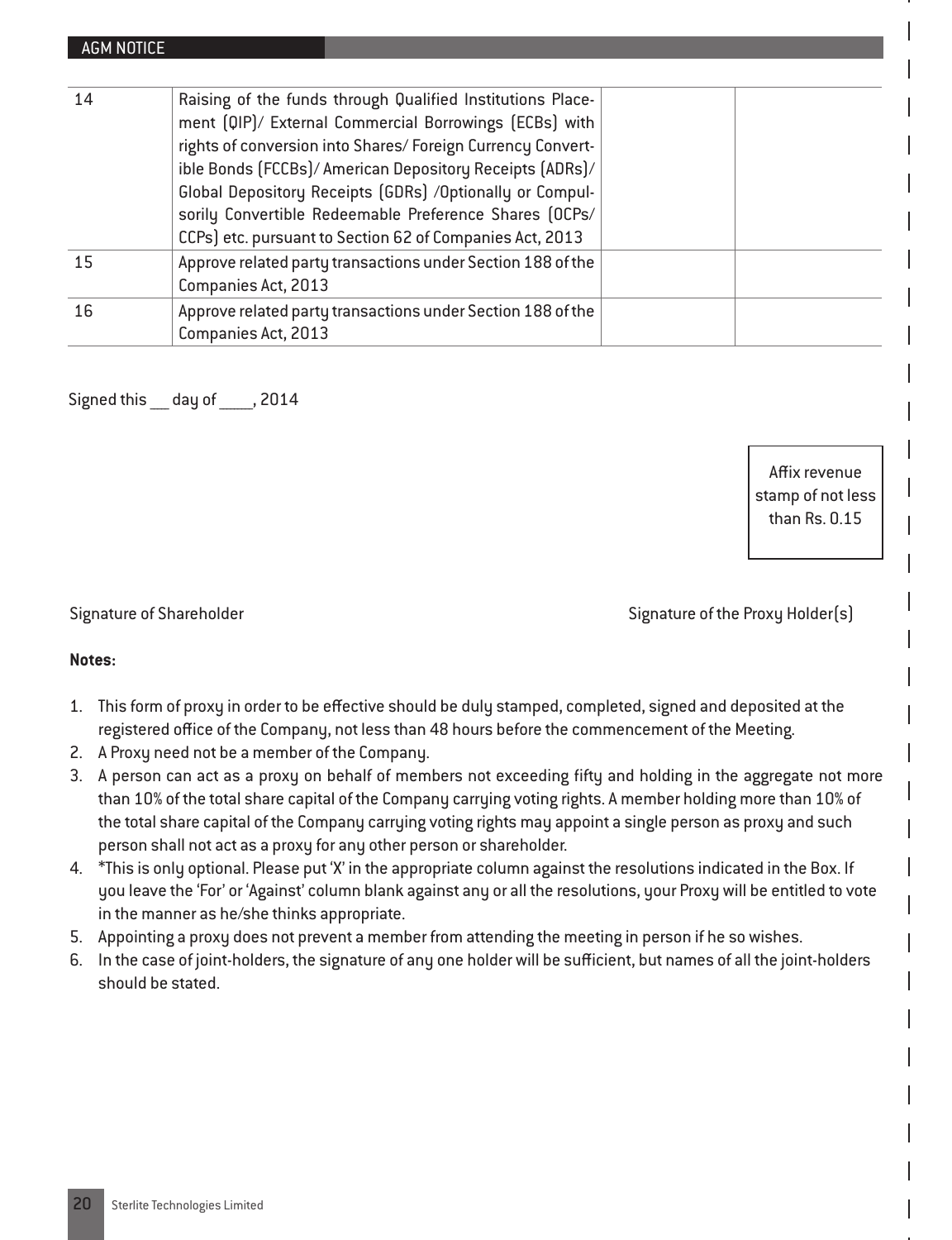| | | | |
|---|---|---|---|
| 14 | Raising of the funds through Qualified Institutions Placement (QIP)/ External Commercial Borrowings (ECBs) with rights of conversion into Shares/ Foreign Currency Convertible Bonds (FCCBs)/ American Depository Receipts (ADRs)/ Global Depository Receipts (GDRs) /Optionally or Compulsorily Convertible Redeemable Preference Shares (OCPs/ CCPs) etc. pursuant to Section 62 of Companies Act, 2013 | | |
| 15 | Approve related party transactions under Section 188 of the Companies Act, 2013 | | |
| 16 | Approve related party transactions under Section 188 of the Companies Act, 2013 | | |

Signed this __ day of ____, 2014

Affix revenue stamp of not less than Rs. 0.15

Signature of Shareholder

Signature of the Proxy Holder(s)

**Notes:**

1. This form of proxy in order to be effective should be duly stamped, completed, signed and deposited at the registered office of the Company, not less than 48 hours before the commencement of the Meeting.
2. A Proxy need not be a member of the Company.
3. A person can act as a proxy on behalf of members not exceeding fifty and holding in the aggregate not more than 10% of the total share capital of the Company carrying voting rights. A member holding more than 10% of the total share capital of the Company carrying voting rights may appoint a single person as proxy and such person shall not act as a proxy for any other person or shareholder.
4. *This is only optional. Please put 'X' in the appropriate column against the resolutions indicated in the Box. If you leave the 'For' or 'Against' column blank against any or all the resolutions, your Proxy will be entitled to vote in the manner as he/she thinks appropriate.
5. Appointing a proxy does not prevent a member from attending the meeting in person if he so wishes.
6. In the case of joint-holders, the signature of any one holder will be sufficient, but names of all the joint-holders should be stated.